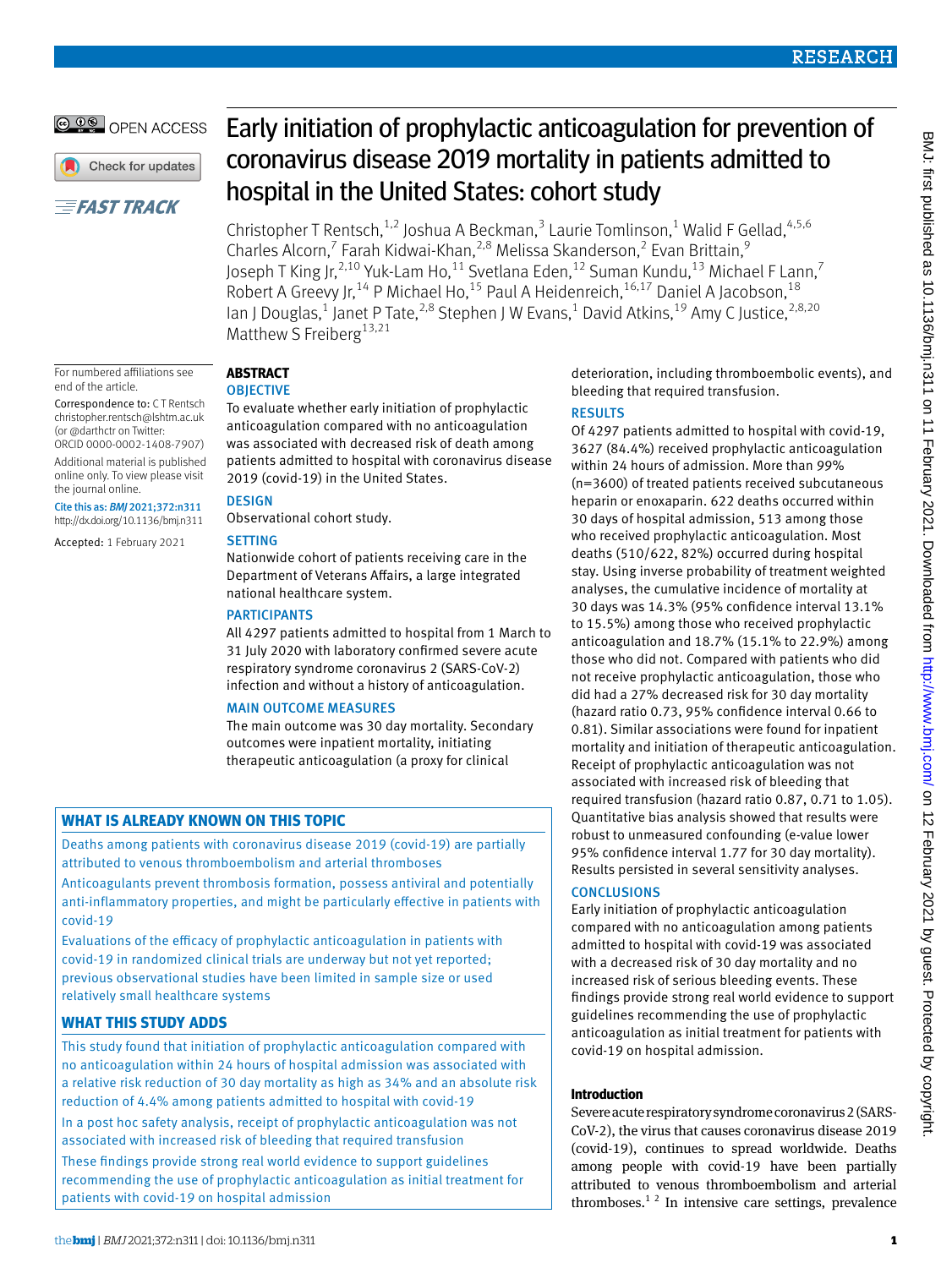# Early initiation of prophylactic anticoagulation for prevention of coronavirus disease 2019 mortality in patients admitted to hospital in the United States: cohort study

Christopher T Rentsch,[1,2] Joshua A Beckman,[3] Laurie Tomlinson,[1] Walid F Gellad,[4,5,6] Charles Alcorn,[7] Farah Kidwai-Khan,[2,8] Melissa Skanderson,[2] Evan Brittain,[9] Joseph T King Jr,[2,10] Yuk-Lam Ho,[11] Svetlana Eden,[12] Suman Kundu,[13] Michael F Lann,[7] Robert A Greevy Jr,[14] P Michael Ho,[15] Paul A Heidenreich,[16,17] Daniel A Jacobson,[18] Ian J Douglas,[1] Janet P Tate,[2,8] Stephen J W Evans,[1] David Atkins,[19] Amy C Justice,[2,8,20] Matthew S Freiberg[13,21]

For numbered affiliations see end of the article.

Correspondence to: C T Rentsch christopher.rentsch@lshtm.ac.uk (or @darthctr on Twitter: ORCID 0000-0002-1408-7907)

Additional material is published online only. To view please visit the journal online.

Cite this as: *BMJ* 2021;372:n311
http://dx.doi.org/10.1136/bmj.n311

Accepted: 1 February 2021

## ABSTRACT

### OBJECTIVE

To evaluate whether early initiation of prophylactic anticoagulation compared with no anticoagulation was associated with decreased risk of death among patients admitted to hospital with coronavirus disease 2019 (covid-19) in the United States.

### DESIGN

Observational cohort study.

### SETTING

Nationwide cohort of patients receiving care in the Department of Veterans Affairs, a large integrated national healthcare system.

### PARTICIPANTS

All 4297 patients admitted to hospital from 1 March to 31 July 2020 with laboratory confirmed severe acute respiratory syndrome coronavirus 2 (SARS-CoV-2) infection and without a history of anticoagulation.

### MAIN OUTCOME MEASURES

The main outcome was 30 day mortality. Secondary outcomes were inpatient mortality, initiating therapeutic anticoagulation (a proxy for clinical deterioration, including thromboembolic events), and bleeding that required transfusion.

### RESULTS

Of 4297 patients admitted to hospital with covid-19, 3627 (84.4%) received prophylactic anticoagulation within 24 hours of admission. More than 99% (n=3600) of treated patients received subcutaneous heparin or enoxaparin. 622 deaths occurred within 30 days of hospital admission, 513 among those who received prophylactic anticoagulation. Most deaths (510/622, 82%) occurred during hospital stay. Using inverse probability of treatment weighted analyses, the cumulative incidence of mortality at 30 days was 14.3% (95% confidence interval 13.1% to 15.5%) among those who received prophylactic anticoagulation and 18.7% (15.1% to 22.9%) among those who did not. Compared with patients who did not receive prophylactic anticoagulation, those who did had a 27% decreased risk for 30 day mortality (hazard ratio 0.73, 95% confidence interval 0.66 to 0.81). Similar associations were found for inpatient mortality and initiation of therapeutic anticoagulation. Receipt of prophylactic anticoagulation was not associated with increased risk of bleeding that required transfusion (hazard ratio 0.87, 0.71 to 1.05). Quantitative bias analysis showed that results were robust to unmeasured confounding (e-value lower 95% confidence interval 1.77 for 30 day mortality). Results persisted in several sensitivity analyses.

### CONCLUSIONS

Early initiation of prophylactic anticoagulation compared with no anticoagulation among patients admitted to hospital with covid-19 was associated with a decreased risk of 30 day mortality and no increased risk of serious bleeding events. These findings provide strong real world evidence to support guidelines recommending the use of prophylactic anticoagulation as initial treatment for patients with covid-19 on hospital admission.

### WHAT IS ALREADY KNOWN ON THIS TOPIC

Deaths among patients with coronavirus disease 2019 (covid-19) are partially attributed to venous thromboembolism and arterial thromboses

Anticoagulants prevent thrombosis formation, possess antiviral and potentially anti-inflammatory properties, and might be particularly effective in patients with covid-19

Evaluations of the efficacy of prophylactic anticoagulation in patients with covid-19 in randomized clinical trials are underway but not yet reported; previous observational studies have been limited in sample size or used relatively small healthcare systems

### WHAT THIS STUDY ADDS

This study found that initiation of prophylactic anticoagulation compared with no anticoagulation within 24 hours of hospital admission was associated with a relative risk reduction of 30 day mortality as high as 34% and an absolute risk reduction of 4.4% among patients admitted to hospital with covid-19

In a post hoc safety analysis, receipt of prophylactic anticoagulation was not associated with increased risk of bleeding that required transfusion

These findings provide strong real world evidence to support guidelines recommending the use of prophylactic anticoagulation as initial treatment for patients with covid-19 on hospital admission

## Introduction

Severe acute respiratory syndrome coronavirus 2 (SARS-CoV-2), the virus that causes coronavirus disease 2019 (covid-19), continues to spread worldwide. Deaths among people with covid-19 have been partially attributed to venous thromboembolism and arterial thromboses.[1,2] In intensive care settings, prevalence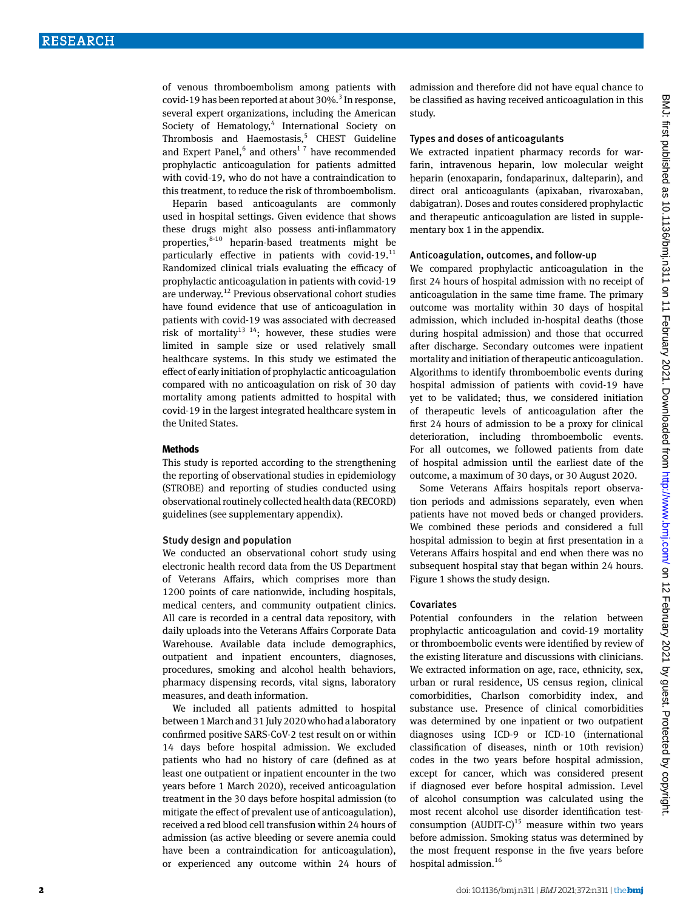of venous thromboembolism among patients with covid-19 has been reported at about 30%.[3] In response, several expert organizations, including the American Society of Hematology,[4] International Society on Thrombosis and Haemostasis,[5] CHEST Guideline and Expert Panel,[6] and others[1 7] have recommended prophylactic anticoagulation for patients admitted with covid-19, who do not have a contraindication to this treatment, to reduce the risk of thromboembolism.

Heparin based anticoagulants are commonly used in hospital settings. Given evidence that shows these drugs might also possess anti-inflammatory properties,[8-10] heparin-based treatments might be particularly effective in patients with covid-19.[11] Randomized clinical trials evaluating the efficacy of prophylactic anticoagulation in patients with covid-19 are underway.[12] Previous observational cohort studies have found evidence that use of anticoagulation in patients with covid-19 was associated with decreased risk of mortality[13 14]; however, these studies were limited in sample size or used relatively small healthcare systems. In this study we estimated the effect of early initiation of prophylactic anticoagulation compared with no anticoagulation on risk of 30 day mortality among patients admitted to hospital with covid-19 in the largest integrated healthcare system in the United States.

## Methods

This study is reported according to the strengthening the reporting of observational studies in epidemiology (STROBE) and reporting of studies conducted using observational routinely collected health data (RECORD) guidelines (see supplementary appendix).

### Study design and population

We conducted an observational cohort study using electronic health record data from the US Department of Veterans Affairs, which comprises more than 1200 points of care nationwide, including hospitals, medical centers, and community outpatient clinics. All care is recorded in a central data repository, with daily uploads into the Veterans Affairs Corporate Data Warehouse. Available data include demographics, outpatient and inpatient encounters, diagnoses, procedures, smoking and alcohol health behaviors, pharmacy dispensing records, vital signs, laboratory measures, and death information.

We included all patients admitted to hospital between 1 March and 31 July 2020 who had a laboratory confirmed positive SARS-CoV-2 test result on or within 14 days before hospital admission. We excluded patients who had no history of care (defined as at least one outpatient or inpatient encounter in the two years before 1 March 2020), received anticoagulation treatment in the 30 days before hospital admission (to mitigate the effect of prevalent use of anticoagulation), received a red blood cell transfusion within 24 hours of admission (as active bleeding or severe anemia could have been a contraindication for anticoagulation), or experienced any outcome within 24 hours of admission and therefore did not have equal chance to be classified as having received anticoagulation in this study.

### Types and doses of anticoagulants

We extracted inpatient pharmacy records for warfarin, intravenous heparin, low molecular weight heparin (enoxaparin, fondaparinux, dalteparin), and direct oral anticoagulants (apixaban, rivaroxaban, dabigatran). Doses and routes considered prophylactic and therapeutic anticoagulation are listed in supplementary box 1 in the appendix.

### Anticoagulation, outcomes, and follow-up

We compared prophylactic anticoagulation in the first 24 hours of hospital admission with no receipt of anticoagulation in the same time frame. The primary outcome was mortality within 30 days of hospital admission, which included in-hospital deaths (those during hospital admission) and those that occurred after discharge. Secondary outcomes were inpatient mortality and initiation of therapeutic anticoagulation. Algorithms to identify thromboembolic events during hospital admission of patients with covid-19 have yet to be validated; thus, we considered initiation of therapeutic levels of anticoagulation after the first 24 hours of admission to be a proxy for clinical deterioration, including thromboembolic events. For all outcomes, we followed patients from date of hospital admission until the earliest date of the outcome, a maximum of 30 days, or 30 August 2020.

Some Veterans Affairs hospitals report observation periods and admissions separately, even when patients have not moved beds or changed providers. We combined these periods and considered a full hospital admission to begin at first presentation in a Veterans Affairs hospital and end when there was no subsequent hospital stay that began within 24 hours. Figure 1 shows the study design.

### Covariates

Potential confounders in the relation between prophylactic anticoagulation and covid-19 mortality or thromboembolic events were identified by review of the existing literature and discussions with clinicians. We extracted information on age, race, ethnicity, sex, urban or rural residence, US census region, clinical comorbidities, Charlson comorbidity index, and substance use. Presence of clinical comorbidities was determined by one inpatient or two outpatient diagnoses using ICD-9 or ICD-10 (international classification of diseases, ninth or 10th revision) codes in the two years before hospital admission, except for cancer, which was considered present if diagnosed ever before hospital admission. Level of alcohol consumption was calculated using the most recent alcohol use disorder identification test-consumption (AUDIT-C)[15] measure within two years before admission. Smoking status was determined by the most frequent response in the five years before hospital admission.[16]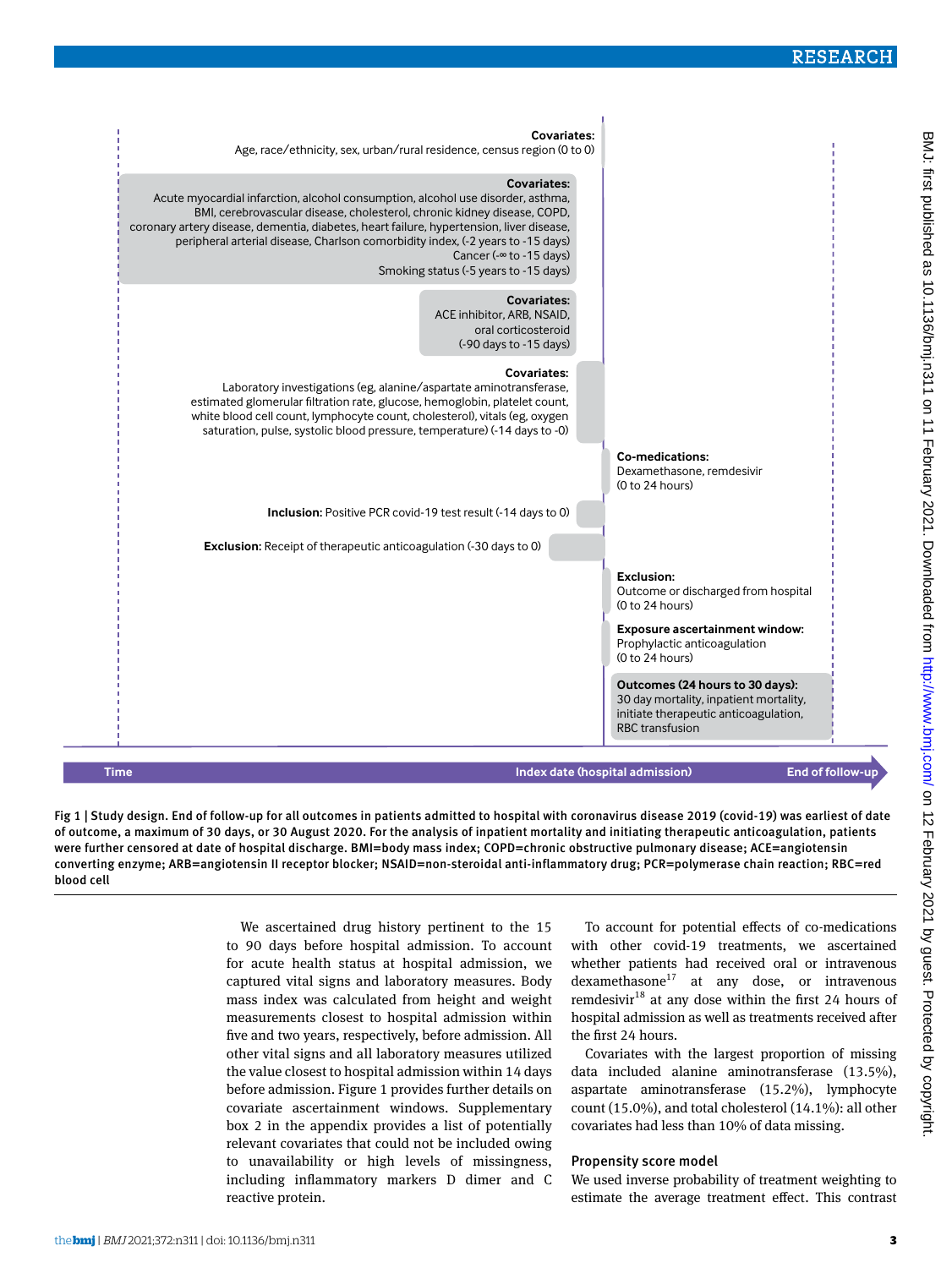**Covariates:**
Age, race/ethnicity, sex, urban/rural residence, census region (0 to 0)

**Covariates:**
Acute myocardial infarction, alcohol consumption, alcohol use disorder, asthma, BMI, cerebrovascular disease, cholesterol, chronic kidney disease, COPD, coronary artery disease, dementia, diabetes, heart failure, hypertension, liver disease, peripheral arterial disease, Charlson comorbidity index, (-2 years to -15 days)
Cancer (-∞ to -15 days)
Smoking status (-5 years to -15 days)

**Covariates:**
ACE inhibitor, ARB, NSAID, oral corticosteroid
(-90 days to -15 days)

**Covariates:**
Laboratory investigations (eg, alanine/aspartate aminotransferase, estimated glomerular filtration rate, glucose, hemoglobin, platelet count, white blood cell count, lymphocyte count, cholesterol), vitals (eg, oxygen saturation, pulse, systolic blood pressure, temperature) (-14 days to -0)

**Co-medications:**
Dexamethasone, remdesivir
(0 to 24 hours)

**Inclusion:** Positive PCR covid-19 test result (-14 days to 0)

**Exclusion:** Receipt of therapeutic anticoagulation (-30 days to 0)

**Exclusion:**
Outcome or discharged from hospital
(0 to 24 hours)

**Exposure ascertainment window:**
Prophylactic anticoagulation
(0 to 24 hours)

**Outcomes (24 hours to 30 days):**
30 day mortality, inpatient mortality, initiate therapeutic anticoagulation, RBC transfusion

Time — Index date (hospital admission) — End of follow-up

Fig 1 | Study design. End of follow-up for all outcomes in patients admitted to hospital with coronavirus disease 2019 (covid-19) was earliest of date of outcome, a maximum of 30 days, or 30 August 2020. For the analysis of inpatient mortality and initiating therapeutic anticoagulation, patients were further censored at date of hospital discharge. BMI=body mass index; COPD=chronic obstructive pulmonary disease; ACE=angiotensin converting enzyme; ARB=angiotensin II receptor blocker; NSAID=non-steroidal anti-inflammatory drug; PCR=polymerase chain reaction; RBC=red blood cell

We ascertained drug history pertinent to the 15 to 90 days before hospital admission. To account for acute health status at hospital admission, we captured vital signs and laboratory measures. Body mass index was calculated from height and weight measurements closest to hospital admission within five and two years, respectively, before admission. All other vital signs and all laboratory measures utilized the value closest to hospital admission within 14 days before admission. Figure 1 provides further details on covariate ascertainment windows. Supplementary box 2 in the appendix provides a list of potentially relevant covariates that could not be included owing to unavailability or high levels of missingness, including inflammatory markers D dimer and C reactive protein.

To account for potential effects of co-medications with other covid-19 treatments, we ascertained whether patients had received oral or intravenous dexamethasone[17] at any dose, or intravenous remdesivir[18] at any dose within the first 24 hours of hospital admission as well as treatments received after the first 24 hours.

Covariates with the largest proportion of missing data included alanine aminotransferase (13.5%), aspartate aminotransferase (15.2%), lymphocyte count (15.0%), and total cholesterol (14.1%): all other covariates had less than 10% of data missing.

## Propensity score model

We used inverse probability of treatment weighting to estimate the average treatment effect. This contrast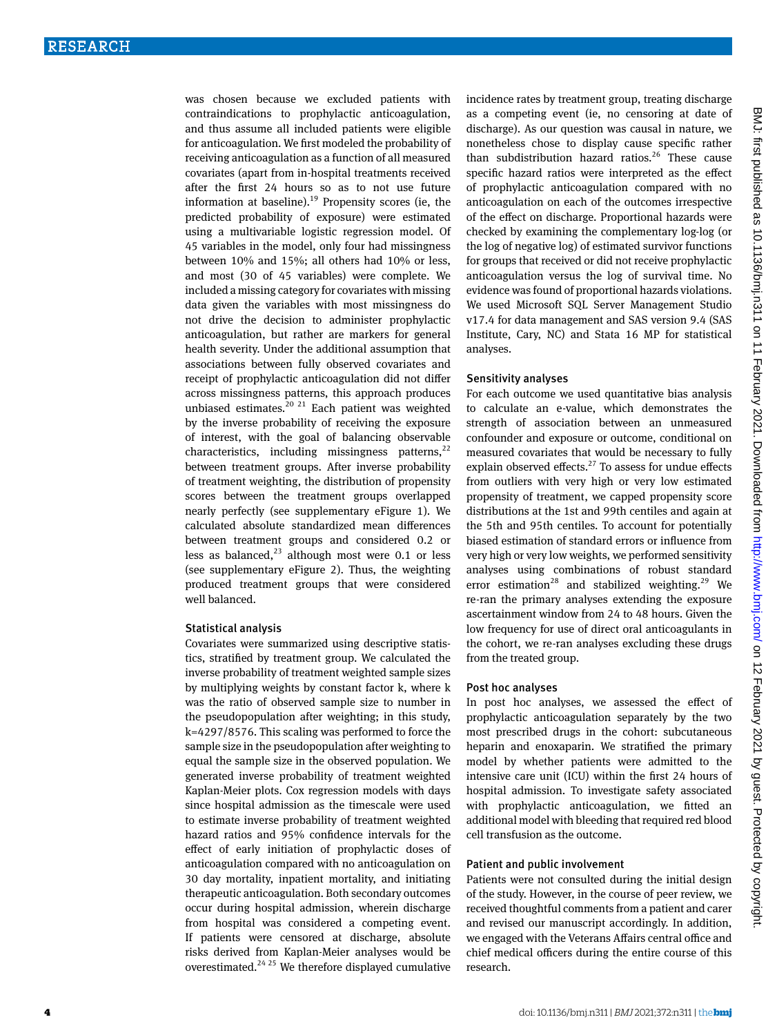was chosen because we excluded patients with contraindications to prophylactic anticoagulation, and thus assume all included patients were eligible for anticoagulation. We first modeled the probability of receiving anticoagulation as a function of all measured covariates (apart from in-hospital treatments received after the first 24 hours so as to not use future information at baseline).[19] Propensity scores (ie, the predicted probability of exposure) were estimated using a multivariable logistic regression model. Of 45 variables in the model, only four had missingness between 10% and 15%; all others had 10% or less, and most (30 of 45 variables) were complete. We included a missing category for covariates with missing data given the variables with most missingness do not drive the decision to administer prophylactic anticoagulation, but rather are markers for general health severity. Under the additional assumption that associations between fully observed covariates and receipt of prophylactic anticoagulation did not differ across missingness patterns, this approach produces unbiased estimates.[20 21] Each patient was weighted by the inverse probability of receiving the exposure of interest, with the goal of balancing observable characteristics, including missingness patterns,[22] between treatment groups. After inverse probability of treatment weighting, the distribution of propensity scores between the treatment groups overlapped nearly perfectly (see supplementary eFigure 1). We calculated absolute standardized mean differences between treatment groups and considered 0.2 or less as balanced,[23] although most were 0.1 or less (see supplementary eFigure 2). Thus, the weighting produced treatment groups that were considered well balanced.

## Statistical analysis

Covariates were summarized using descriptive statistics, stratified by treatment group. We calculated the inverse probability of treatment weighted sample sizes by multiplying weights by constant factor k, where k was the ratio of observed sample size to number in the pseudopopulation after weighting; in this study, k=4297/8576. This scaling was performed to force the sample size in the pseudopopulation after weighting to equal the sample size in the observed population. We generated inverse probability of treatment weighted Kaplan-Meier plots. Cox regression models with days since hospital admission as the timescale were used to estimate inverse probability of treatment weighted hazard ratios and 95% confidence intervals for the effect of early initiation of prophylactic doses of anticoagulation compared with no anticoagulation on 30 day mortality, inpatient mortality, and initiating therapeutic anticoagulation. Both secondary outcomes occur during hospital admission, wherein discharge from hospital was considered a competing event. If patients were censored at discharge, absolute risks derived from Kaplan-Meier analyses would be overestimated.[24 25] We therefore displayed cumulative incidence rates by treatment group, treating discharge as a competing event (ie, no censoring at date of discharge). As our question was causal in nature, we nonetheless chose to display cause specific rather than subdistribution hazard ratios.[26] These cause specific hazard ratios were interpreted as the effect of prophylactic anticoagulation compared with no anticoagulation on each of the outcomes irrespective of the effect on discharge. Proportional hazards were checked by examining the complementary log-log (or the log of negative log) of estimated survivor functions for groups that received or did not receive prophylactic anticoagulation versus the log of survival time. No evidence was found of proportional hazards violations. We used Microsoft SQL Server Management Studio v17.4 for data management and SAS version 9.4 (SAS Institute, Cary, NC) and Stata 16 MP for statistical analyses.

## Sensitivity analyses

For each outcome we used quantitative bias analysis to calculate an e-value, which demonstrates the strength of association between an unmeasured confounder and exposure or outcome, conditional on measured covariates that would be necessary to fully explain observed effects.[27] To assess for undue effects from outliers with very high or very low estimated propensity of treatment, we capped propensity score distributions at the 1st and 99th centiles and again at the 5th and 95th centiles. To account for potentially biased estimation of standard errors or influence from very high or very low weights, we performed sensitivity analyses using combinations of robust standard error estimation[28] and stabilized weighting.[29] We re-ran the primary analyses extending the exposure ascertainment window from 24 to 48 hours. Given the low frequency for use of direct oral anticoagulants in the cohort, we re-ran analyses excluding these drugs from the treated group.

## Post hoc analyses

In post hoc analyses, we assessed the effect of prophylactic anticoagulation separately by the two most prescribed drugs in the cohort: subcutaneous heparin and enoxaparin. We stratified the primary model by whether patients were admitted to the intensive care unit (ICU) within the first 24 hours of hospital admission. To investigate safety associated with prophylactic anticoagulation, we fitted an additional model with bleeding that required red blood cell transfusion as the outcome.

## Patient and public involvement

Patients were not consulted during the initial design of the study. However, in the course of peer review, we received thoughtful comments from a patient and carer and revised our manuscript accordingly. In addition, we engaged with the Veterans Affairs central office and chief medical officers during the entire course of this research.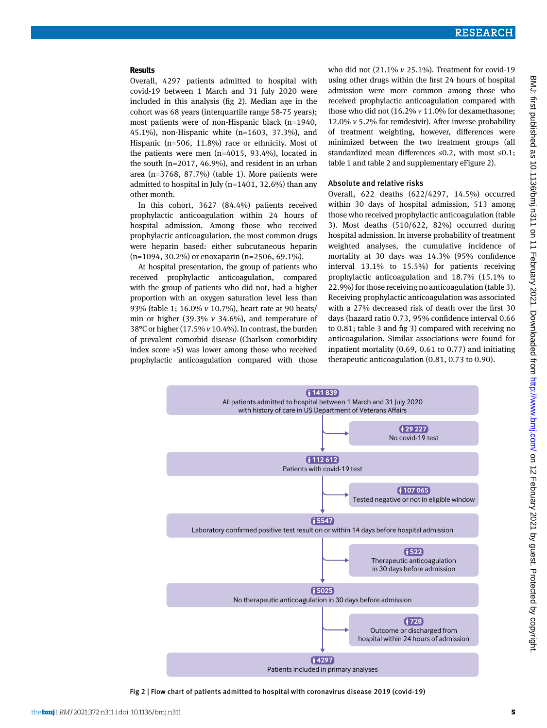### Results

Overall, 4297 patients admitted to hospital with covid-19 between 1 March and 31 July 2020 were included in this analysis (fig 2). Median age in the cohort was 68 years (interquartile range 58-75 years); most patients were of non-Hispanic black (n=1940, 45.1%), non-Hispanic white (n=1603, 37.3%), and Hispanic (n=506, 11.8%) race or ethnicity. Most of the patients were men (n=4015, 93.4%), located in the south (n=2017, 46.9%), and resident in an urban area (n=3768, 87.7%) (table 1). More patients were admitted to hospital in July (n=1401, 32.6%) than any other month.

In this cohort, 3627 (84.4%) patients received prophylactic anticoagulation within 24 hours of hospital admission. Among those who received prophylactic anticoagulation, the most common drugs were heparin based: either subcutaneous heparin (n=1094, 30.2%) or enoxaparin (n=2506, 69.1%).

At hospital presentation, the group of patients who received prophylactic anticoagulation, compared with the group of patients who did not, had a higher proportion with an oxygen saturation level less than 93% (table 1; 16.0% *v* 10.7%), heart rate at 90 beats/min or higher (39.3% *v* 34.6%), and temperature of 38°C or higher (17.5% *v* 10.4%). In contrast, the burden of prevalent comorbid disease (Charlson comorbidity index score ≥5) was lower among those who received prophylactic anticoagulation compared with those who did not (21.1% *v* 25.1%). Treatment for covid-19 using other drugs within the first 24 hours of hospital admission were more common among those who received prophylactic anticoagulation compared with those who did not (16.2% *v* 11.0% for dexamethasone; 12.0% *v* 5.2% for remdesivir). After inverse probability of treatment weighting, however, differences were minimized between the two treatment groups (all standardized mean differences ≤0.2, with most ≤0.1; table 1 and table 2 and supplementary eFigure 2).

### Absolute and relative risks

Overall, 622 deaths (622/4297, 14.5%) occurred within 30 days of hospital admission, 513 among those who received prophylactic anticoagulation (table 3). Most deaths (510/622, 82%) occurred during hospital admission. In inverse probability of treatment weighted analyses, the cumulative incidence of mortality at 30 days was 14.3% (95% confidence interval 13.1% to 15.5%) for patients receiving prophylactic anticoagulation and 18.7% (15.1% to 22.9%) for those receiving no anticoagulation (table 3). Receiving prophylactic anticoagulation was associated with a 27% decreased risk of death over the first 30 days (hazard ratio 0.73, 95% confidence interval 0.66 to 0.81; table 3 and fig 3) compared with receiving no anticoagulation. Similar associations were found for inpatient mortality (0.69, 0.61 to 0.77) and initiating therapeutic anticoagulation (0.81, 0.73 to 0.90).

141 839
All patients admitted to hospital between 1 March and 31 July 2020 with history of care in US Department of Veterans Affairs

→ 29 227
No covid-19 test

112 612
Patients with covid-19 test

→ 107 065
Tested negative or not in eligible window

5547
Laboratory confirmed positive test result on or within 14 days before hospital admission

→ 522
Therapeutic anticoagulation in 30 days before admission

5025
No therapeutic anticoagulation in 30 days before admission

→ 728
Outcome or discharged from hospital within 24 hours of admission

4297
Patients included in primary analyses

Fig 2 | Flow chart of patients admitted to hospital with coronavirus disease 2019 (covid-19)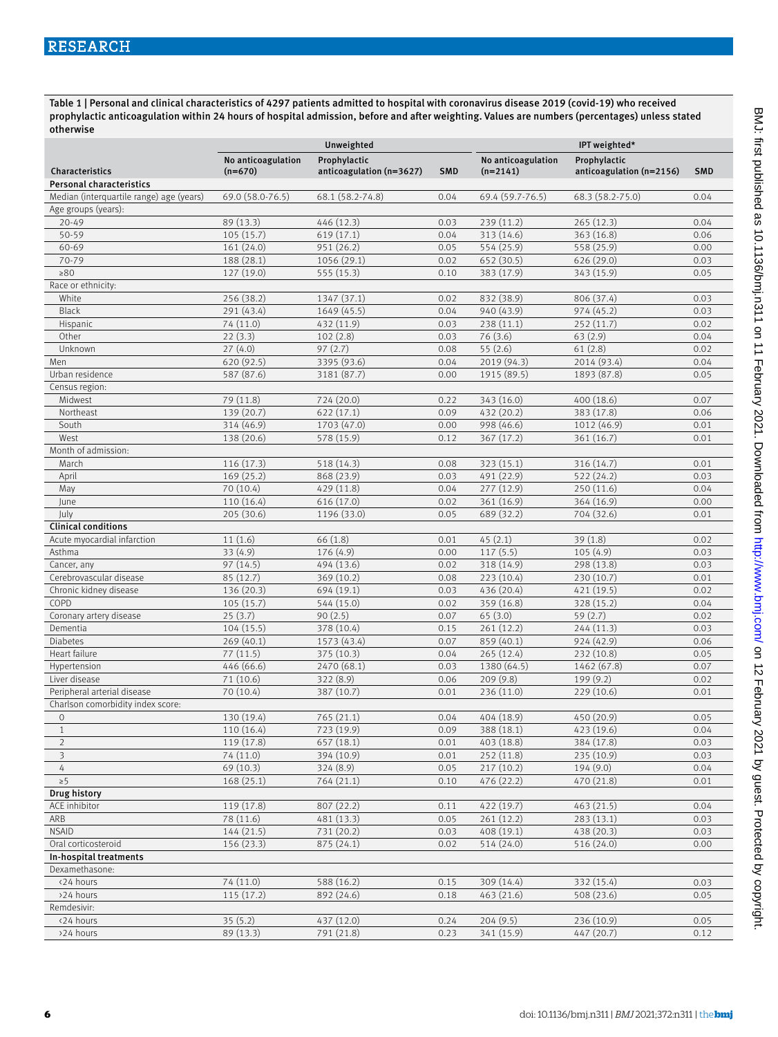Table 1 | Personal and clinical characteristics of 4297 patients admitted to hospital with coronavirus disease 2019 (covid-19) who received prophylactic anticoagulation within 24 hours of hospital admission, before and after weighting. Values are numbers (percentages) unless stated otherwise

| Characteristics | Unweighted | | | IPT weighted* | | |
|---|---|---|---|---|---|---|
| | No anticoagulation (n=670) | Prophylactic anticoagulation (n=3627) | SMD | No anticoagulation (n=2141) | Prophylactic anticoagulation (n=2156) | SMD |
| **Personal characteristics** | | | | | | |
| Median (interquartile range) age (years) | 69.0 (58.0-76.5) | 68.1 (58.2-74.8) | 0.04 | 69.4 (59.7-76.5) | 68.3 (58.2-75.0) | 0.04 |
| Age groups (years): | | | | | | |
| 20-49 | 89 (13.3) | 446 (12.3) | 0.03 | 239 (11.2) | 265 (12.3) | 0.04 |
| 50-59 | 105 (15.7) | 619 (17.1) | 0.04 | 313 (14.6) | 363 (16.8) | 0.06 |
| 60-69 | 161 (24.0) | 951 (26.2) | 0.05 | 554 (25.9) | 558 (25.9) | 0.00 |
| 70-79 | 188 (28.1) | 1056 (29.1) | 0.02 | 652 (30.5) | 626 (29.0) | 0.03 |
| ≥80 | 127 (19.0) | 555 (15.3) | 0.10 | 383 (17.9) | 343 (15.9) | 0.05 |
| Race or ethnicity: | | | | | | |
| White | 256 (38.2) | 1347 (37.1) | 0.02 | 832 (38.9) | 806 (37.4) | 0.03 |
| Black | 291 (43.4) | 1649 (45.5) | 0.04 | 940 (43.9) | 974 (45.2) | 0.03 |
| Hispanic | 74 (11.0) | 432 (11.9) | 0.03 | 238 (11.1) | 252 (11.7) | 0.02 |
| Other | 22 (3.3) | 102 (2.8) | 0.03 | 76 (3.6) | 63 (2.9) | 0.04 |
| Unknown | 27 (4.0) | 97 (2.7) | 0.08 | 55 (2.6) | 61 (2.8) | 0.02 |
| Men | 620 (92.5) | 3395 (93.6) | 0.04 | 2019 (94.3) | 2014 (93.4) | 0.04 |
| Urban residence | 587 (87.6) | 3181 (87.7) | 0.00 | 1915 (89.5) | 1893 (87.8) | 0.05 |
| Census region: | | | | | | |
| Midwest | 79 (11.8) | 724 (20.0) | 0.22 | 343 (16.0) | 400 (18.6) | 0.07 |
| Northeast | 139 (20.7) | 622 (17.1) | 0.09 | 432 (20.2) | 383 (17.8) | 0.06 |
| South | 314 (46.9) | 1703 (47.0) | 0.00 | 998 (46.6) | 1012 (46.9) | 0.01 |
| West | 138 (20.6) | 578 (15.9) | 0.12 | 367 (17.2) | 361 (16.7) | 0.01 |
| Month of admission: | | | | | | |
| March | 116 (17.3) | 518 (14.3) | 0.08 | 323 (15.1) | 316 (14.7) | 0.01 |
| April | 169 (25.2) | 868 (23.9) | 0.03 | 491 (22.9) | 522 (24.2) | 0.03 |
| May | 70 (10.4) | 429 (11.8) | 0.04 | 277 (12.9) | 250 (11.6) | 0.04 |
| June | 110 (16.4) | 616 (17.0) | 0.02 | 361 (16.9) | 364 (16.9) | 0.00 |
| July | 205 (30.6) | 1196 (33.0) | 0.05 | 689 (32.2) | 704 (32.6) | 0.01 |
| **Clinical conditions** | | | | | | |
| Acute myocardial infarction | 11 (1.6) | 66 (1.8) | 0.01 | 45 (2.1) | 39 (1.8) | 0.02 |
| Asthma | 33 (4.9) | 176 (4.9) | 0.00 | 117 (5.5) | 105 (4.9) | 0.03 |
| Cancer, any | 97 (14.5) | 494 (13.6) | 0.02 | 318 (14.9) | 298 (13.8) | 0.03 |
| Cerebrovascular disease | 85 (12.7) | 369 (10.2) | 0.08 | 223 (10.4) | 230 (10.7) | 0.01 |
| Chronic kidney disease | 136 (20.3) | 694 (19.1) | 0.03 | 436 (20.4) | 421 (19.5) | 0.02 |
| COPD | 105 (15.7) | 544 (15.0) | 0.02 | 359 (16.8) | 328 (15.2) | 0.04 |
| Coronary artery disease | 25 (3.7) | 90 (2.5) | 0.07 | 65 (3.0) | 59 (2.7) | 0.02 |
| Dementia | 104 (15.5) | 378 (10.4) | 0.15 | 261 (12.2) | 244 (11.3) | 0.03 |
| Diabetes | 269 (40.1) | 1573 (43.4) | 0.07 | 859 (40.1) | 924 (42.9) | 0.06 |
| Heart failure | 77 (11.5) | 375 (10.3) | 0.04 | 265 (12.4) | 232 (10.8) | 0.05 |
| Hypertension | 446 (66.6) | 2470 (68.1) | 0.03 | 1380 (64.5) | 1462 (67.8) | 0.07 |
| Liver disease | 71 (10.6) | 322 (8.9) | 0.06 | 209 (9.8) | 199 (9.2) | 0.02 |
| Peripheral arterial disease | 70 (10.4) | 387 (10.7) | 0.01 | 236 (11.0) | 229 (10.6) | 0.01 |
| Charlson comorbidity index score: | | | | | | |
| 0 | 130 (19.4) | 765 (21.1) | 0.04 | 404 (18.9) | 450 (20.9) | 0.05 |
| 1 | 110 (16.4) | 723 (19.9) | 0.09 | 388 (18.1) | 423 (19.6) | 0.04 |
| 2 | 119 (17.8) | 657 (18.1) | 0.01 | 403 (18.8) | 384 (17.8) | 0.03 |
| 3 | 74 (11.0) | 394 (10.9) | 0.01 | 252 (11.8) | 235 (10.9) | 0.03 |
| 4 | 69 (10.3) | 324 (8.9) | 0.05 | 217 (10.2) | 194 (9.0) | 0.04 |
| ≥5 | 168 (25.1) | 764 (21.1) | 0.10 | 476 (22.2) | 470 (21.8) | 0.01 |
| **Drug history** | | | | | | |
| ACE inhibitor | 119 (17.8) | 807 (22.2) | 0.11 | 422 (19.7) | 463 (21.5) | 0.04 |
| ARB | 78 (11.6) | 481 (13.3) | 0.05 | 261 (12.2) | 283 (13.1) | 0.03 |
| NSAID | 144 (21.5) | 731 (20.2) | 0.03 | 408 (19.1) | 438 (20.3) | 0.03 |
| Oral corticosteroid | 156 (23.3) | 875 (24.1) | 0.02 | 514 (24.0) | 516 (24.0) | 0.00 |
| **In-hospital treatments** | | | | | | |
| Dexamethasone: | | | | | | |
| <24 hours | 74 (11.0) | 588 (16.2) | 0.15 | 309 (14.4) | 332 (15.4) | 0.03 |
| >24 hours | 115 (17.2) | 892 (24.6) | 0.18 | 463 (21.6) | 508 (23.6) | 0.05 |
| Remdesivir: | | | | | | |
| <24 hours | 35 (5.2) | 437 (12.0) | 0.24 | 204 (9.5) | 236 (10.9) | 0.05 |
| >24 hours | 89 (13.3) | 791 (21.8) | 0.23 | 341 (15.9) | 447 (20.7) | 0.12 |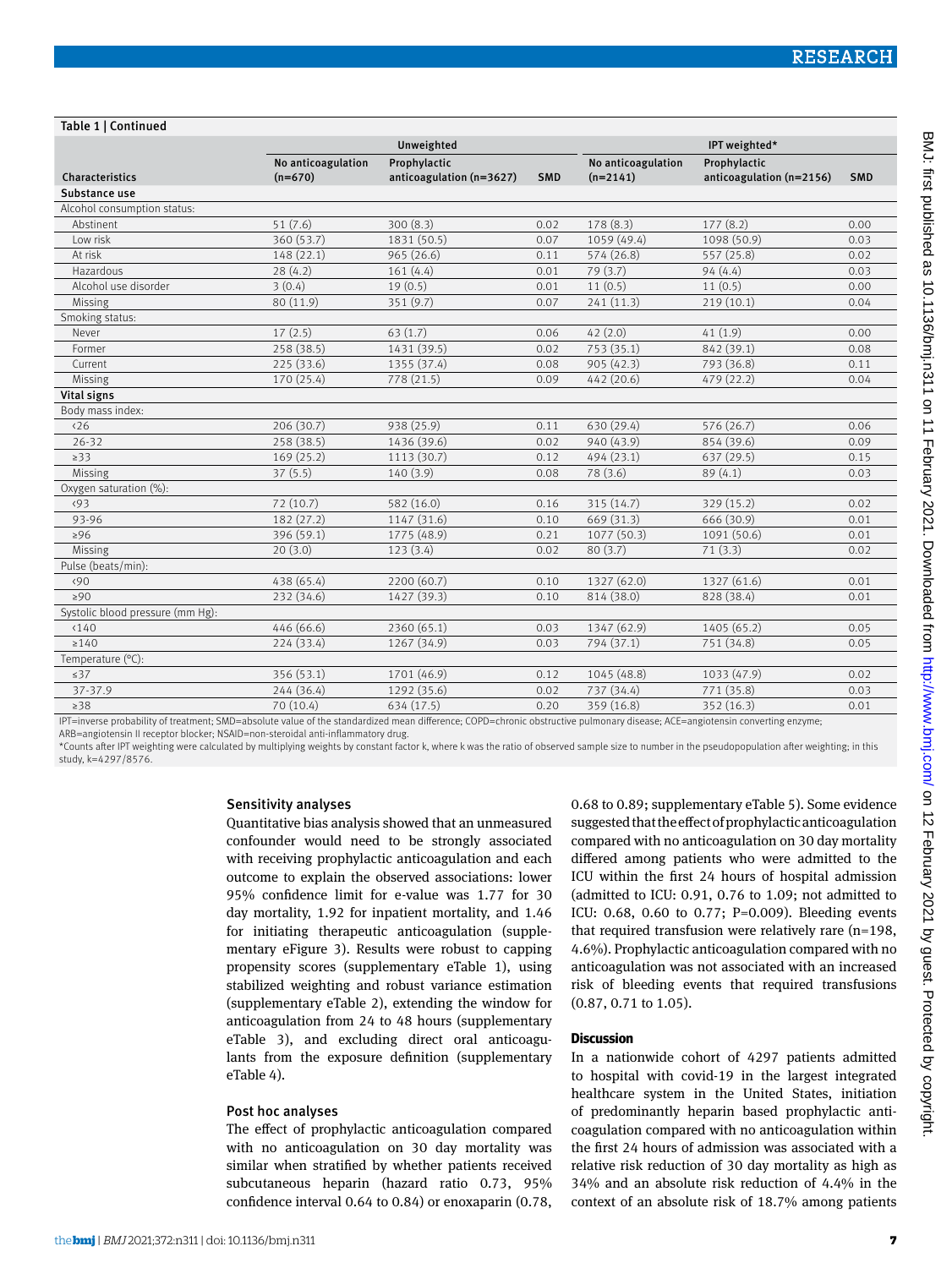Table 1 | Continued

| Characteristics | Unweighted | | | IPT weighted* | | |
|---|---|---|---|---|---|---|
| | No anticoagulation (n=670) | Prophylactic anticoagulation (n=3627) | SMD | No anticoagulation (n=2141) | Prophylactic anticoagulation (n=2156) | SMD |
| **Substance use** | | | | | | |
| Alcohol consumption status: | | | | | | |
| Abstinent | 51 (7.6) | 300 (8.3) | 0.02 | 178 (8.3) | 177 (8.2) | 0.00 |
| Low risk | 360 (53.7) | 1831 (50.5) | 0.07 | 1059 (49.4) | 1098 (50.9) | 0.03 |
| At risk | 148 (22.1) | 965 (26.6) | 0.11 | 574 (26.8) | 557 (25.8) | 0.02 |
| Hazardous | 28 (4.2) | 161 (4.4) | 0.01 | 79 (3.7) | 94 (4.4) | 0.03 |
| Alcohol use disorder | 3 (0.4) | 19 (0.5) | 0.01 | 11 (0.5) | 11 (0.5) | 0.00 |
| Missing | 80 (11.9) | 351 (9.7) | 0.07 | 241 (11.3) | 219 (10.1) | 0.04 |
| Smoking status: | | | | | | |
| Never | 17 (2.5) | 63 (1.7) | 0.06 | 42 (2.0) | 41 (1.9) | 0.00 |
| Former | 258 (38.5) | 1431 (39.5) | 0.02 | 753 (35.1) | 842 (39.1) | 0.08 |
| Current | 225 (33.6) | 1355 (37.4) | 0.08 | 905 (42.3) | 793 (36.8) | 0.11 |
| Missing | 170 (25.4) | 778 (21.5) | 0.09 | 442 (20.6) | 479 (22.2) | 0.04 |
| **Vital signs** | | | | | | |
| Body mass index: | | | | | | |
| <26 | 206 (30.7) | 938 (25.9) | 0.11 | 630 (29.4) | 576 (26.7) | 0.06 |
| 26-32 | 258 (38.5) | 1436 (39.6) | 0.02 | 940 (43.9) | 854 (39.6) | 0.09 |
| ≥33 | 169 (25.2) | 1113 (30.7) | 0.12 | 494 (23.1) | 637 (29.5) | 0.15 |
| Missing | 37 (5.5) | 140 (3.9) | 0.08 | 78 (3.6) | 89 (4.1) | 0.03 |
| Oxygen saturation (%): | | | | | | |
| <93 | 72 (10.7) | 582 (16.0) | 0.16 | 315 (14.7) | 329 (15.2) | 0.02 |
| 93-96 | 182 (27.2) | 1147 (31.6) | 0.10 | 669 (31.3) | 666 (30.9) | 0.01 |
| ≥96 | 396 (59.1) | 1775 (48.9) | 0.21 | 1077 (50.3) | 1091 (50.6) | 0.01 |
| Missing | 20 (3.0) | 123 (3.4) | 0.02 | 80 (3.7) | 71 (3.3) | 0.02 |
| Pulse (beats/min): | | | | | | |
| <90 | 438 (65.4) | 2200 (60.7) | 0.10 | 1327 (62.0) | 1327 (61.6) | 0.01 |
| ≥90 | 232 (34.6) | 1427 (39.3) | 0.10 | 814 (38.0) | 828 (38.4) | 0.01 |
| Systolic blood pressure (mm Hg): | | | | | | |
| <140 | 446 (66.6) | 2360 (65.1) | 0.03 | 1347 (62.9) | 1405 (65.2) | 0.05 |
| ≥140 | 224 (33.4) | 1267 (34.9) | 0.03 | 794 (37.1) | 751 (34.8) | 0.05 |
| Temperature (°C): | | | | | | |
| ≤37 | 356 (53.1) | 1701 (46.9) | 0.12 | 1045 (48.8) | 1033 (47.9) | 0.02 |
| 37-37.9 | 244 (36.4) | 1292 (35.6) | 0.02 | 737 (34.4) | 771 (35.8) | 0.03 |
| ≥38 | 70 (10.4) | 634 (17.5) | 0.20 | 359 (16.8) | 352 (16.3) | 0.01 |

IPT=inverse probability of treatment; SMD=absolute value of the standardized mean difference; COPD=chronic obstructive pulmonary disease; ACE=angiotensin converting enzyme; ARB=angiotensin II receptor blocker; NSAID=non-steroidal anti-inflammatory drug.
*Counts after IPT weighting were calculated by multiplying weights by constant factor k, where k was the ratio of observed sample size to number in the pseudopopulation after weighting; in this study, k=4297/8576.

### Sensitivity analyses

Quantitative bias analysis showed that an unmeasured confounder would need to be strongly associated with receiving prophylactic anticoagulation and each outcome to explain the observed associations: lower 95% confidence limit for e-value was 1.77 for 30 day mortality, 1.92 for inpatient mortality, and 1.46 for initiating therapeutic anticoagulation (supplementary eFigure 3). Results were robust to capping propensity scores (supplementary eTable 1), using stabilized weighting and robust variance estimation (supplementary eTable 2), extending the window for anticoagulation from 24 to 48 hours (supplementary eTable 3), and excluding direct oral anticoagulants from the exposure definition (supplementary eTable 4).

### Post hoc analyses

The effect of prophylactic anticoagulation compared with no anticoagulation on 30 day mortality was similar when stratified by whether patients received subcutaneous heparin (hazard ratio 0.73, 95% confidence interval 0.64 to 0.84) or enoxaparin (0.78, 0.68 to 0.89; supplementary eTable 5). Some evidence suggested that the effect of prophylactic anticoagulation compared with no anticoagulation on 30 day mortality differed among patients who were admitted to the ICU within the first 24 hours of hospital admission (admitted to ICU: 0.91, 0.76 to 1.09; not admitted to ICU: 0.68, 0.60 to 0.77; P=0.009). Bleeding events that required transfusion were relatively rare (n=198, 4.6%). Prophylactic anticoagulation compared with no anticoagulation was not associated with an increased risk of bleeding events that required transfusions (0.87, 0.71 to 1.05).

## Discussion

In a nationwide cohort of 4297 patients admitted to hospital with covid-19 in the largest integrated healthcare system in the United States, initiation of predominantly heparin based prophylactic anticoagulation compared with no anticoagulation within the first 24 hours of admission was associated with a relative risk reduction of 30 day mortality as high as 34% and an absolute risk reduction of 4.4% in the context of an absolute risk of 18.7% among patients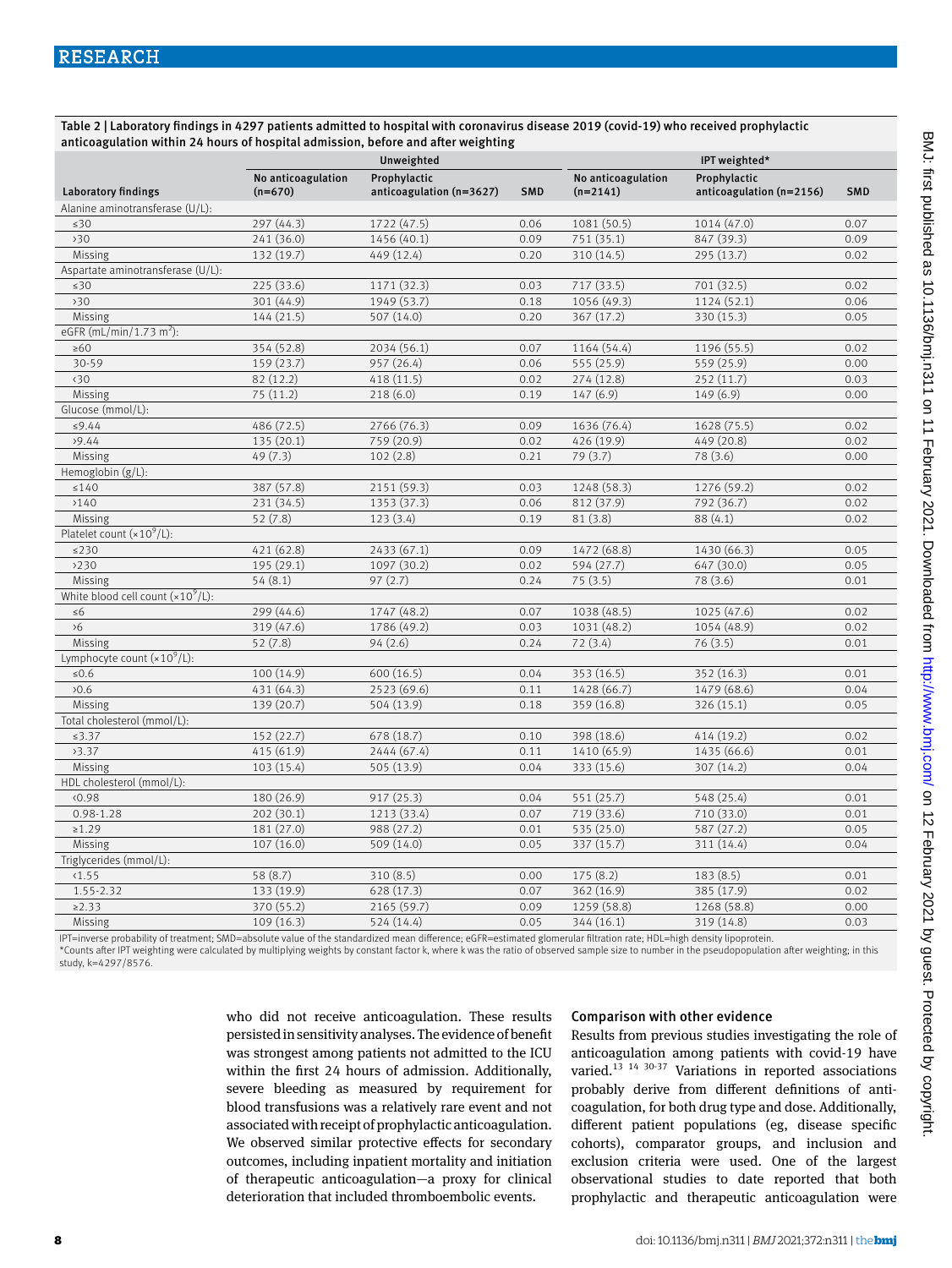Table 2 | Laboratory findings in 4297 patients admitted to hospital with coronavirus disease 2019 (covid-19) who received prophylactic anticoagulation within 24 hours of hospital admission, before and after weighting

| Laboratory findings | Unweighted | | | IPT weighted* | | |
|---|---|---|---|---|---|---|
| | No anticoagulation (n=670) | Prophylactic anticoagulation (n=3627) | SMD | No anticoagulation (n=2141) | Prophylactic anticoagulation (n=2156) | SMD |
| Alanine aminotransferase (U/L): | | | | | | |
| ≤30 | 297 (44.3) | 1722 (47.5) | 0.06 | 1081 (50.5) | 1014 (47.0) | 0.07 |
| >30 | 241 (36.0) | 1456 (40.1) | 0.09 | 751 (35.1) | 847 (39.3) | 0.09 |
| Missing | 132 (19.7) | 449 (12.4) | 0.20 | 310 (14.5) | 295 (13.7) | 0.02 |
| Aspartate aminotransferase (U/L): | | | | | | |
| ≤30 | 225 (33.6) | 1171 (32.3) | 0.03 | 717 (33.5) | 701 (32.5) | 0.02 |
| >30 | 301 (44.9) | 1949 (53.7) | 0.18 | 1056 (49.3) | 1124 (52.1) | 0.06 |
| Missing | 144 (21.5) | 507 (14.0) | 0.20 | 367 (17.2) | 330 (15.3) | 0.05 |
| eGFR (mL/min/1.73 m$^2$): | | | | | | |
| ≥60 | 354 (52.8) | 2034 (56.1) | 0.07 | 1164 (54.4) | 1196 (55.5) | 0.02 |
| 30-59 | 159 (23.7) | 957 (26.4) | 0.06 | 555 (25.9) | 559 (25.9) | 0.00 |
| <30 | 82 (12.2) | 418 (11.5) | 0.02 | 274 (12.8) | 252 (11.7) | 0.03 |
| Missing | 75 (11.2) | 218 (6.0) | 0.19 | 147 (6.9) | 149 (6.9) | 0.00 |
| Glucose (mmol/L): | | | | | | |
| ≤9.44 | 486 (72.5) | 2766 (76.3) | 0.09 | 1636 (76.4) | 1628 (75.5) | 0.02 |
| >9.44 | 135 (20.1) | 759 (20.9) | 0.02 | 426 (19.9) | 449 (20.8) | 0.02 |
| Missing | 49 (7.3) | 102 (2.8) | 0.21 | 79 (3.7) | 78 (3.6) | 0.00 |
| Hemoglobin (g/L): | | | | | | |
| ≤140 | 387 (57.8) | 2151 (59.3) | 0.03 | 1248 (58.3) | 1276 (59.2) | 0.02 |
| >140 | 231 (34.5) | 1353 (37.3) | 0.06 | 812 (37.9) | 792 (36.7) | 0.02 |
| Missing | 52 (7.8) | 123 (3.4) | 0.19 | 81 (3.8) | 88 (4.1) | 0.02 |
| Platelet count (×10$^9$/L): | | | | | | |
| ≤230 | 421 (62.8) | 2433 (67.1) | 0.09 | 1472 (68.8) | 1430 (66.3) | 0.05 |
| >230 | 195 (29.1) | 1097 (30.2) | 0.02 | 594 (27.7) | 647 (30.0) | 0.05 |
| Missing | 54 (8.1) | 97 (2.7) | 0.24 | 75 (3.5) | 78 (3.6) | 0.01 |
| White blood cell count (×10$^9$/L): | | | | | | |
| ≤6 | 299 (44.6) | 1747 (48.2) | 0.07 | 1038 (48.5) | 1025 (47.6) | 0.02 |
| >6 | 319 (47.6) | 1786 (49.2) | 0.03 | 1031 (48.2) | 1054 (48.9) | 0.02 |
| Missing | 52 (7.8) | 94 (2.6) | 0.24 | 72 (3.4) | 76 (3.5) | 0.01 |
| Lymphocyte count (×10$^9$/L): | | | | | | |
| ≤0.6 | 100 (14.9) | 600 (16.5) | 0.04 | 353 (16.5) | 352 (16.3) | 0.01 |
| >0.6 | 431 (64.3) | 2523 (69.6) | 0.11 | 1428 (66.7) | 1479 (68.6) | 0.04 |
| Missing | 139 (20.7) | 504 (13.9) | 0.18 | 359 (16.8) | 326 (15.1) | 0.05 |
| Total cholesterol (mmol/L): | | | | | | |
| ≤3.37 | 152 (22.7) | 678 (18.7) | 0.10 | 398 (18.6) | 414 (19.2) | 0.02 |
| >3.37 | 415 (61.9) | 2444 (67.4) | 0.11 | 1410 (65.9) | 1435 (66.6) | 0.01 |
| Missing | 103 (15.4) | 505 (13.9) | 0.04 | 333 (15.6) | 307 (14.2) | 0.04 |
| HDL cholesterol (mmol/L): | | | | | | |
| <0.98 | 180 (26.9) | 917 (25.3) | 0.04 | 551 (25.7) | 548 (25.4) | 0.01 |
| 0.98-1.28 | 202 (30.1) | 1213 (33.4) | 0.07 | 719 (33.6) | 710 (33.0) | 0.01 |
| ≥1.29 | 181 (27.0) | 988 (27.2) | 0.01 | 535 (25.0) | 587 (27.2) | 0.05 |
| Missing | 107 (16.0) | 509 (14.0) | 0.05 | 337 (15.7) | 311 (14.4) | 0.04 |
| Triglycerides (mmol/L): | | | | | | |
| <1.55 | 58 (8.7) | 310 (8.5) | 0.00 | 175 (8.2) | 183 (8.5) | 0.01 |
| 1.55-2.32 | 133 (19.9) | 628 (17.3) | 0.07 | 362 (16.9) | 385 (17.9) | 0.02 |
| ≥2.33 | 370 (55.2) | 2165 (59.7) | 0.09 | 1259 (58.8) | 1268 (58.8) | 0.00 |
| Missing | 109 (16.3) | 524 (14.4) | 0.05 | 344 (16.1) | 319 (14.8) | 0.03 |

IPT=inverse probability of treatment; SMD=absolute value of the standardized mean difference; eGFR=estimated glomerular filtration rate; HDL=high density lipoprotein.
*Counts after IPT weighting were calculated by multiplying weights by constant factor k, where k was the ratio of observed sample size to number in the pseudopopulation after weighting; in this study, k=4297/8576.

who did not receive anticoagulation. These results persisted in sensitivity analyses. The evidence of benefit was strongest among patients not admitted to the ICU within the first 24 hours of admission. Additionally, severe bleeding as measured by requirement for blood transfusions was a relatively rare event and not associated with receipt of prophylactic anticoagulation. We observed similar protective effects for secondary outcomes, including inpatient mortality and initiation of therapeutic anticoagulation—a proxy for clinical deterioration that included thromboembolic events.

### Comparison with other evidence

Results from previous studies investigating the role of anticoagulation among patients with covid-19 have varied.[13 14 30-37] Variations in reported associations probably derive from different definitions of anticoagulation, for both drug type and dose. Additionally, different patient populations (eg, disease specific cohorts), comparator groups, and inclusion and exclusion criteria were used. One of the largest observational studies to date reported that both prophylactic and therapeutic anticoagulation were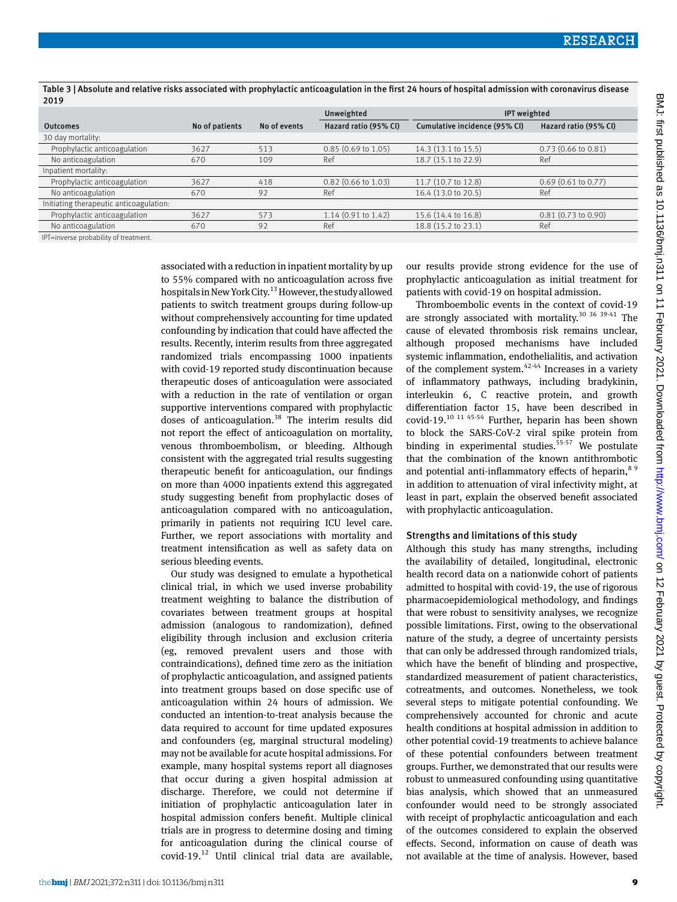Table 3 | Absolute and relative risks associated with prophylactic anticoagulation in the first 24 hours of hospital admission with coronavirus disease 2019

| | | | Unweighted | IPT weighted | |
|---|---|---|---|---|---|
| Outcomes | No of patients | No of events | Hazard ratio (95% CI) | Cumulative incidence (95% CI) | Hazard ratio (95% CI) |
| 30 day mortality: | | | | | |
| Prophylactic anticoagulation | 3627 | 513 | 0.85 (0.69 to 1.05) | 14.3 (13.1 to 15.5) | 0.73 (0.66 to 0.81) |
| No anticoagulation | 670 | 109 | Ref | 18.7 (15.1 to 22.9) | Ref |
| Inpatient mortality: | | | | | |
| Prophylactic anticoagulation | 3627 | 418 | 0.82 (0.66 to 1.03) | 11.7 (10.7 to 12.8) | 0.69 (0.61 to 0.77) |
| No anticoagulation | 670 | 92 | Ref | 16.4 (13.0 to 20.5) | Ref |
| Initiating therapeutic anticoagulation: | | | | | |
| Prophylactic anticoagulation | 3627 | 573 | 1.14 (0.91 to 1.42) | 15.6 (14.4 to 16.8) | 0.81 (0.73 to 0.90) |
| No anticoagulation | 670 | 92 | Ref | 18.8 (15.2 to 23.1) | Ref |

IPT=inverse probability of treatment.

associated with a reduction in inpatient mortality by up to 55% compared with no anticoagulation across five hospitals in New York City.[13] However, the study allowed patients to switch treatment groups during follow-up without comprehensively accounting for time updated confounding by indication that could have affected the results. Recently, interim results from three aggregated randomized trials encompassing 1000 inpatients with covid-19 reported study discontinuation because therapeutic doses of anticoagulation were associated with a reduction in the rate of ventilation or organ supportive interventions compared with prophylactic doses of anticoagulation.[38] The interim results did not report the effect of anticoagulation on mortality, venous thromboembolism, or bleeding. Although consistent with the aggregated trial results suggesting therapeutic benefit for anticoagulation, our findings on more than 4000 inpatients extend this aggregated study suggesting benefit from prophylactic doses of anticoagulation compared with no anticoagulation, primarily in patients not requiring ICU level care. Further, we report associations with mortality and treatment intensification as well as safety data on serious bleeding events.

Our study was designed to emulate a hypothetical clinical trial, in which we used inverse probability treatment weighting to balance the distribution of covariates between treatment groups at hospital admission (analogous to randomization), defined eligibility through inclusion and exclusion criteria (eg, removed prevalent users and those with contraindications), defined time zero as the initiation of prophylactic anticoagulation, and assigned patients into treatment groups based on dose specific use of anticoagulation within 24 hours of admission. We conducted an intention-to-treat analysis because the data required to account for time updated exposures and confounders (eg, marginal structural modeling) may not be available for acute hospital admissions. For example, many hospital systems report all diagnoses that occur during a given hospital admission at discharge. Therefore, we could not determine if initiation of prophylactic anticoagulation later in hospital admission confers benefit. Multiple clinical trials are in progress to determine dosing and timing for anticoagulation during the clinical course of covid-19.[12] Until clinical trial data are available, our results provide strong evidence for the use of prophylactic anticoagulation as initial treatment for patients with covid-19 on hospital admission.

Thromboembolic events in the context of covid-19 are strongly associated with mortality.[30 36 39-41] The cause of elevated thrombosis risk remains unclear, although proposed mechanisms have included systemic inflammation, endothelialitis, and activation of the complement system.[42-44] Increases in a variety of inflammatory pathways, including bradykinin, interleukin 6, C reactive protein, and growth differentiation factor 15, have been described in covid-19.[10 11 45-54] Further, heparin has been shown to block the SARS-CoV-2 viral spike protein from binding in experimental studies.[55-57] We postulate that the combination of the known antithrombotic and potential anti-inflammatory effects of heparin,[8 9] in addition to attenuation of viral infectivity might, at least in part, explain the observed benefit associated with prophylactic anticoagulation.

### Strengths and limitations of this study

Although this study has many strengths, including the availability of detailed, longitudinal, electronic health record data on a nationwide cohort of patients admitted to hospital with covid-19, the use of rigorous pharmacoepidemiological methodology, and findings that were robust to sensitivity analyses, we recognize possible limitations. First, owing to the observational nature of the study, a degree of uncertainty persists that can only be addressed through randomized trials, which have the benefit of blinding and prospective, standardized measurement of patient characteristics, cotreatments, and outcomes. Nonetheless, we took several steps to mitigate potential confounding. We comprehensively accounted for chronic and acute health conditions at hospital admission in addition to other potential covid-19 treatments to achieve balance of these potential confounders between treatment groups. Further, we demonstrated that our results were robust to unmeasured confounding using quantitative bias analysis, which showed that an unmeasured confounder would need to be strongly associated with receipt of prophylactic anticoagulation and each of the outcomes considered to explain the observed effects. Second, information on cause of death was not available at the time of analysis. However, based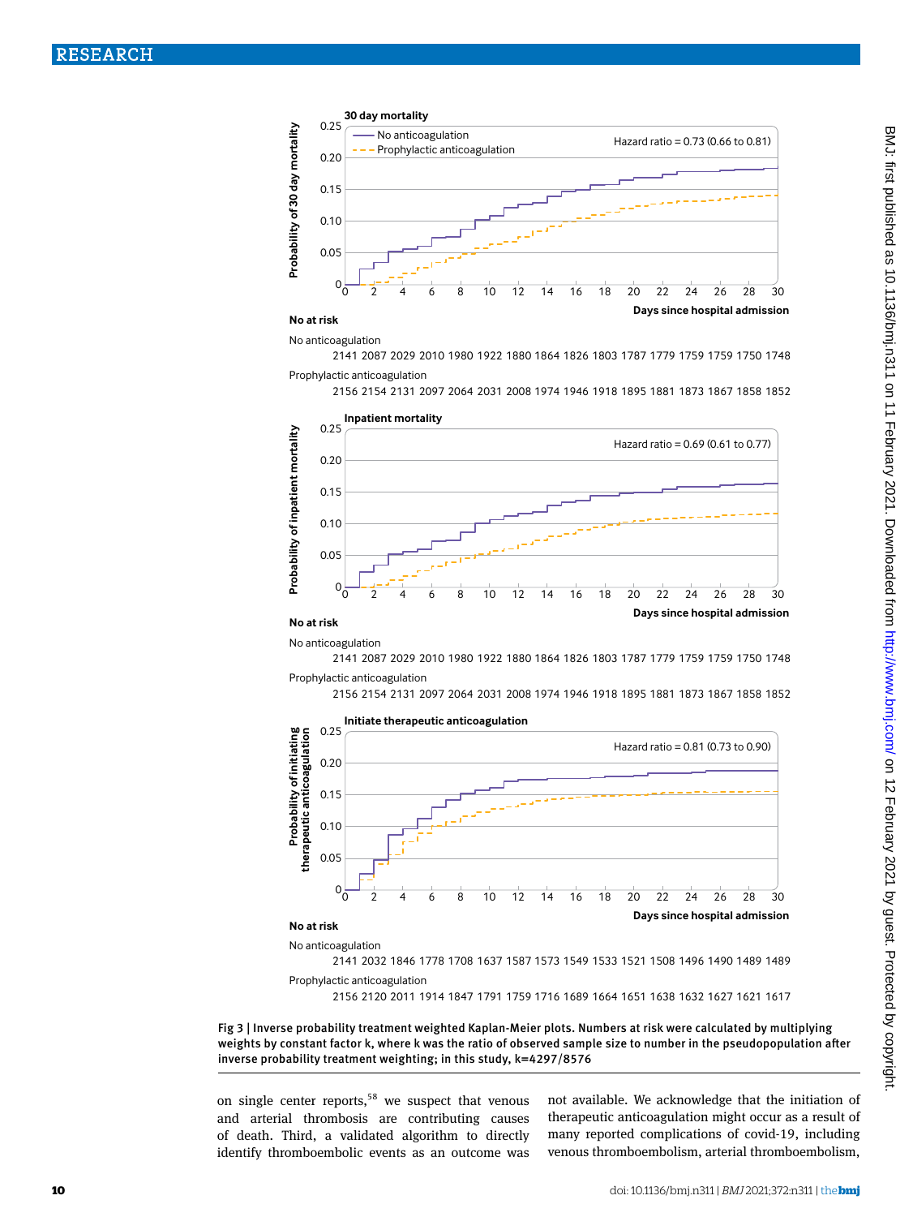30 day mortality

Hazard ratio = 0.73 (0.66 to 0.81)

No at risk

No anticoagulation

2141 2087 2029 2010 1980 1922 1880 1864 1826 1803 1787 1779 1759 1759 1750 1748

Prophylactic anticoagulation

2156 2154 2131 2097 2064 2031 2008 1974 1946 1918 1895 1881 1873 1867 1858 1852

Inpatient mortality

Hazard ratio = 0.69 (0.61 to 0.77)

No at risk

No anticoagulation

2141 2087 2029 2010 1980 1922 1880 1864 1826 1803 1787 1779 1759 1759 1750 1748

Prophylactic anticoagulation

2156 2154 2131 2097 2064 2031 2008 1974 1946 1918 1895 1881 1873 1867 1858 1852

Initiate therapeutic anticoagulation

Hazard ratio = 0.81 (0.73 to 0.90)

No at risk

No anticoagulation

2141 2032 1846 1778 1708 1637 1587 1573 1549 1533 1521 1508 1496 1490 1489 1489

Prophylactic anticoagulation

2156 2120 2011 1914 1847 1791 1759 1716 1689 1664 1651 1638 1632 1627 1621 1617

Fig 3 | Inverse probability treatment weighted Kaplan-Meier plots. Numbers at risk were calculated by multiplying weights by constant factor k, where k was the ratio of observed sample size to number in the pseudopopulation after inverse probability treatment weighting; in this study, k=4297/8576

on single center reports,[58] we suspect that venous and arterial thrombosis are contributing causes of death. Third, a validated algorithm to directly identify thromboembolic events as an outcome was not available. We acknowledge that the initiation of therapeutic anticoagulation might occur as a result of many reported complications of covid-19, including venous thromboembolism, arterial thromboembolism,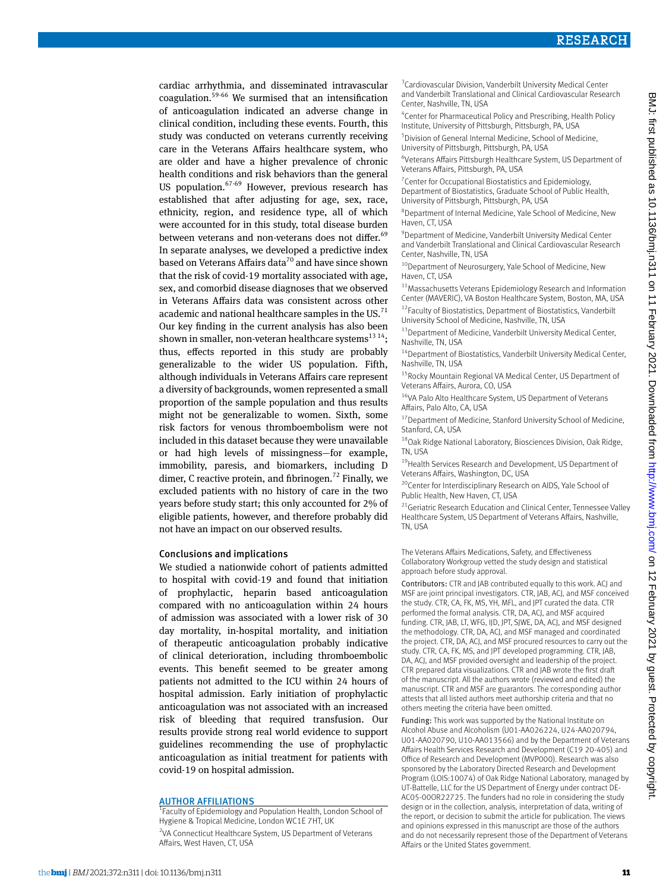cardiac arrhythmia, and disseminated intravascular coagulation.[59-66] We surmised that an intensification of anticoagulation indicated an adverse change in clinical condition, including these events. Fourth, this study was conducted on veterans currently receiving care in the Veterans Affairs healthcare system, who are older and have a higher prevalence of chronic health conditions and risk behaviors than the general US population.[67-69] However, previous research has established that after adjusting for age, sex, race, ethnicity, region, and residence type, all of which were accounted for in this study, total disease burden between veterans and non-veterans does not differ.[69] In separate analyses, we developed a predictive index based on Veterans Affairs data[70] and have since shown that the risk of covid-19 mortality associated with age, sex, and comorbid disease diagnoses that we observed in Veterans Affairs data was consistent across other academic and national healthcare samples in the US.[71] Our key finding in the current analysis has also been shown in smaller, non-veteran healthcare systems[13 14]; thus, effects reported in this study are probably generalizable to the wider US population. Fifth, although individuals in Veterans Affairs care represent a diversity of backgrounds, women represented a small proportion of the sample population and thus results might not be generalizable to women. Sixth, some risk factors for venous thromboembolism were not included in this dataset because they were unavailable or had high levels of missingness—for example, immobility, paresis, and biomarkers, including D dimer, C reactive protein, and fibrinogen.[72] Finally, we excluded patients with no history of care in the two years before study start; this only accounted for 2% of eligible patients, however, and therefore probably did not have an impact on our observed results.

### Conclusions and implications

We studied a nationwide cohort of patients admitted to hospital with covid-19 and found that initiation of prophylactic, heparin based anticoagulation compared with no anticoagulation within 24 hours of admission was associated with a lower risk of 30 day mortality, in-hospital mortality, and initiation of therapeutic anticoagulation probably indicative of clinical deterioration, including thromboembolic events. This benefit seemed to be greater among patients not admitted to the ICU within 24 hours of hospital admission. Early initiation of prophylactic anticoagulation was not associated with an increased risk of bleeding that required transfusion. Our results provide strong real world evidence to support guidelines recommending the use of prophylactic anticoagulation as initial treatment for patients with covid-19 on hospital admission.

## AUTHOR AFFILIATIONS

[1]Faculty of Epidemiology and Population Health, London School of Hygiene & Tropical Medicine, London WC1E 7HT, UK

[2]VA Connecticut Healthcare System, US Department of Veterans Affairs, West Haven, CT, USA

[3]Cardiovascular Division, Vanderbilt University Medical Center and Vanderbilt Translational and Clinical Cardiovascular Research Center, Nashville, TN, USA

[4]Center for Pharmaceutical Policy and Prescribing, Health Policy Institute, University of Pittsburgh, Pittsburgh, PA, USA

[5]Division of General Internal Medicine, School of Medicine, University of Pittsburgh, Pittsburgh, PA, USA

[6]Veterans Affairs Pittsburgh Healthcare System, US Department of Veterans Affairs, Pittsburgh, PA, USA

[7]Center for Occupational Biostatistics and Epidemiology, Department of Biostatistics, Graduate School of Public Health, University of Pittsburgh, Pittsburgh, PA, USA

[8]Department of Internal Medicine, Yale School of Medicine, New Haven, CT, USA

[9]Department of Medicine, Vanderbilt University Medical Center and Vanderbilt Translational and Clinical Cardiovascular Research Center, Nashville, TN, USA

[10]Department of Neurosurgery, Yale School of Medicine, New Haven, CT, USA

[11]Massachusetts Veterans Epidemiology Research and Information Center (MAVERIC), VA Boston Healthcare System, Boston, MA, USA

[12]Faculty of Biostatistics, Department of Biostatistics, Vanderbilt University School of Medicine, Nashville, TN, USA

[13]Department of Medicine, Vanderbilt University Medical Center, Nashville, TN, USA

[14]Department of Biostatistics, Vanderbilt University Medical Center, Nashville, TN, USA

[15]Rocky Mountain Regional VA Medical Center, US Department of Veterans Affairs, Aurora, CO, USA

[16]VA Palo Alto Healthcare System, US Department of Veterans Affairs, Palo Alto, CA, USA

[17]Department of Medicine, Stanford University School of Medicine, Stanford, CA, USA

[18]Oak Ridge National Laboratory, Biosciences Division, Oak Ridge, TN, USA

[19]Health Services Research and Development, US Department of Veterans Affairs, Washington, DC, USA

[20]Center for Interdisciplinary Research on AIDS, Yale School of Public Health, New Haven, CT, USA

[21]Geriatric Research Education and Clinical Center, Tennessee Valley Healthcare System, US Department of Veterans Affairs, Nashville, TN, USA

The Veterans Affairs Medications, Safety, and Effectiveness Collaboratory Workgroup vetted the study design and statistical approach before study approval.

**Contributors:** CTR and JAB contributed equally to this work. ACJ and MSF are joint principal investigators. CTR, JAB, ACJ, and MSF conceived the study. CTR, CA, FK, MS, YH, MFL, and JPT curated the data. CTR performed the formal analysis. CTR, DA, ACJ, and MSF acquired funding. CTR, JAB, LT, WFG, IJD, JPT, SJWE, DA, ACJ, and MSF designed the methodology. CTR, DA, ACJ, and MSF managed and coordinated the project. CTR, DA, ACJ, and MSF procured resources to carry out the study. CTR, CA, FK, MS, and JPT developed programming. CTR, JAB, DA, ACJ, and MSF provided oversight and leadership of the project. CTR prepared data visualizations. CTR and JAB wrote the first draft of the manuscript. All the authors wrote (reviewed and edited) the manuscript. CTR and MSF are guarantors. The corresponding author attests that all listed authors meet authorship criteria and that no others meeting the criteria have been omitted.

**Funding:** This work was supported by the National Institute on Alcohol Abuse and Alcoholism (U01-AA026224, U24-AA020794, U01-AA020790, U10-AA013566) and by the Department of Veterans Affairs Health Services Research and Development (C19 20-405) and Office of Research and Development (MVP000). Research was also sponsored by the Laboratory Directed Research and Development Program (LOIS:10074) of Oak Ridge National Laboratory, managed by UT-Battelle, LLC for the US Department of Energy under contract DE-AC05-00OR22725. The funders had no role in considering the study design or in the collection, analysis, interpretation of data, writing of the report, or decision to submit the article for publication. The views and opinions expressed in this manuscript are those of the authors and do not necessarily represent those of the Department of Veterans Affairs or the United States government.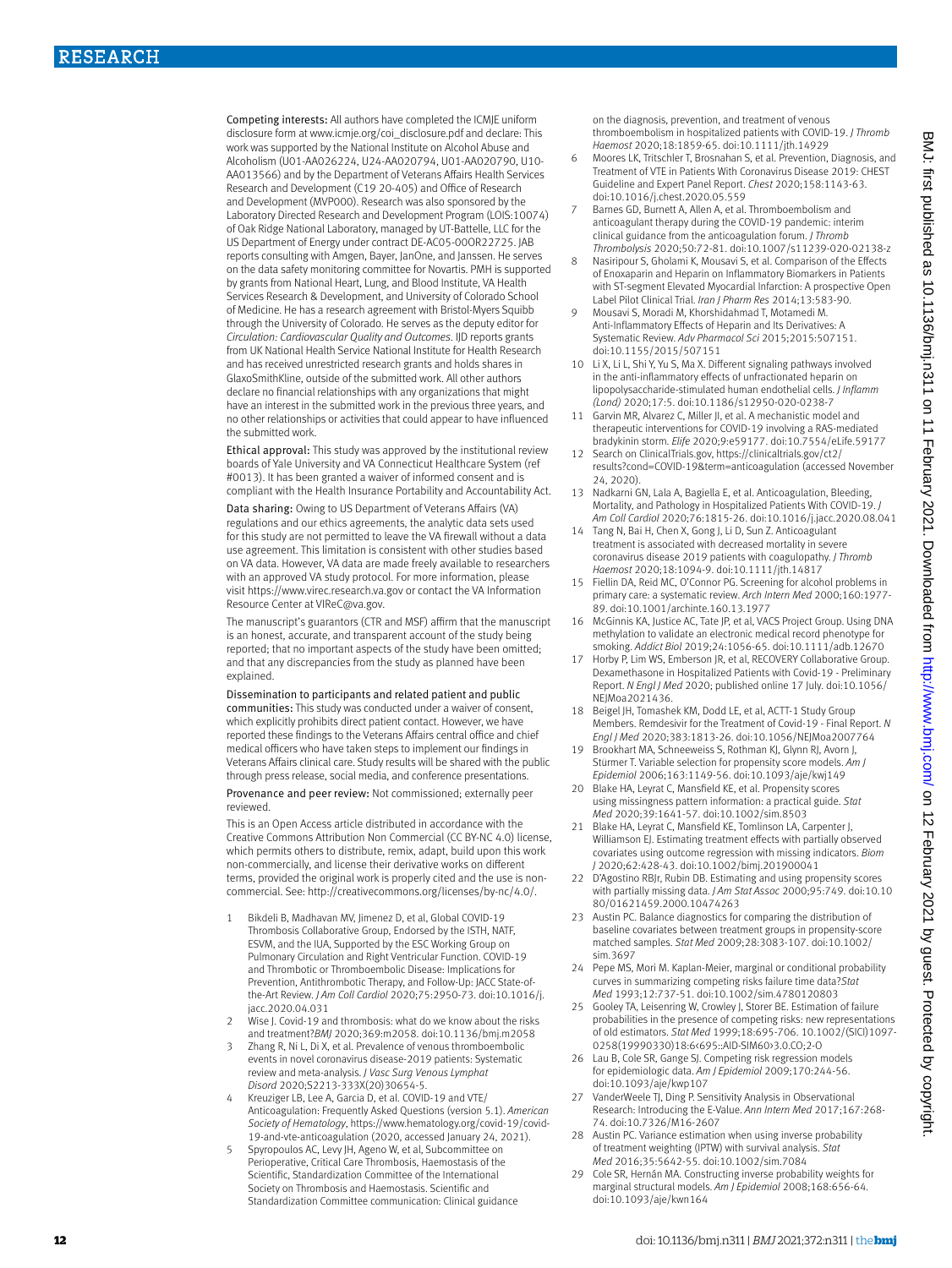**Competing interests:** All authors have completed the ICMJE uniform disclosure form at www.icmje.org/coi_disclosure.pdf and declare: This work was supported by the National Institute on Alcohol Abuse and Alcoholism (U01-AA026224, U24-AA020794, U01-AA020790, U10-AA013566) and by the Department of Veterans Affairs Health Services Research and Development (C19 20-405) and Office of Research and Development (MVP000). Research was also sponsored by the Laboratory Directed Research and Development Program (LOIS:10074) of Oak Ridge National Laboratory, managed by UT-Battelle, LLC for the US Department of Energy under contract DE-AC05-00OR22725. JAB reports consulting with Amgen, Bayer, JanOne, and Janssen. He serves on the data safety monitoring committee for Novartis. PMH is supported by grants from National Heart, Lung, and Blood Institute, VA Health Services Research & Development, and University of Colorado School of Medicine. He has a research agreement with Bristol-Myers Squibb through the University of Colorado. He serves as the deputy editor for *Circulation: Cardiovascular Quality and Outcomes*. IJD reports grants from UK National Health Service National Institute for Health Research and has received unrestricted research grants and holds shares in GlaxoSmithKline, outside of the submitted work. All other authors declare no financial relationships with any organizations that might have an interest in the submitted work in the previous three years, and no other relationships or activities that could appear to have influenced the submitted work.

**Ethical approval:** This study was approved by the institutional review boards of Yale University and VA Connecticut Healthcare System (ref #0013). It has been granted a waiver of informed consent and is compliant with the Health Insurance Portability and Accountability Act.

**Data sharing:** Owing to US Department of Veterans Affairs (VA) regulations and our ethics agreements, the analytic data sets used for this study are not permitted to leave the VA firewall without a data use agreement. This limitation is consistent with other studies based on VA data. However, VA data are made freely available to researchers with an approved VA study protocol. For more information, please visit https://www.virec.research.va.gov or contact the VA Information Resource Center at VIReC@va.gov.

The manuscript's guarantors (CTR and MSF) affirm that the manuscript is an honest, accurate, and transparent account of the study being reported; that no important aspects of the study have been omitted; and that any discrepancies from the study as planned have been explained.

**Dissemination to participants and related patient and public communities:** This study was conducted under a waiver of consent, which explicitly prohibits direct patient contact. However, we have reported these findings to the Veterans Affairs central office and chief medical officers who have taken steps to implement our findings in Veterans Affairs clinical care. Study results will be shared with the public through press release, social media, and conference presentations.

**Provenance and peer review:** Not commissioned; externally peer reviewed.

This is an Open Access article distributed in accordance with the Creative Commons Attribution Non Commercial (CC BY-NC 4.0) license, which permits others to distribute, remix, adapt, build upon this work non-commercially, and license their derivative works on different terms, provided the original work is properly cited and the use is non-commercial. See: http://creativecommons.org/licenses/by-nc/4.0/.

1. Bikdeli B, Madhavan MV, Jimenez D, et al, Global COVID-19 Thrombosis Collaborative Group, Endorsed by the ISTH, NATF, ESVM, and the IUA, Supported by the ESC Working Group on Pulmonary Circulation and Right Ventricular Function. COVID-19 and Thrombotic or Thromboembolic Disease: Implications for Prevention, Antithrombotic Therapy, and Follow-Up: JACC State-of-the-Art Review. *J Am Coll Cardiol* 2020;75:2950-73. doi:10.1016/j.jacc.2020.04.031
2. Wise J. Covid-19 and thrombosis: what do we know about the risks and treatment?*BMJ* 2020;369:m2058. doi:10.1136/bmj.m2058
3. Zhang R, Ni L, Di X, et al. Prevalence of venous thromboembolic events in novel coronavirus disease-2019 patients: Systematic review and meta-analysis. *J Vasc Surg Venous Lymphat Disord* 2020;S2213-333X(20)30654-5.
4. Kreuziger LB, Lee A, Garcia D, et al. COVID-19 and VTE/Anticoagulation: Frequently Asked Questions (version 5.1). *American Society of Hematology*, https://www.hematology.org/covid-19/covid-19-and-vte-anticoagulation (2020, accessed January 24, 2021).
5. Spyropoulos AC, Levy JH, Ageno W, et al, Subcommittee on Perioperative, Critical Care Thrombosis, Haemostasis of the Scientific, Standardization Committee of the International Society on Thrombosis and Haemostasis. Scientific and Standardization Committee communication: Clinical guidance on the diagnosis, prevention, and treatment of venous thromboembolism in hospitalized patients with COVID-19. *J Thromb Haemost* 2020;18:1859-65. doi:10.1111/jth.14929
6. Moores LK, Tritschler T, Brosnahan S, et al. Prevention, Diagnosis, and Treatment of VTE in Patients With Coronavirus Disease 2019: CHEST Guideline and Expert Panel Report. *Chest* 2020;158:1143-63. doi:10.1016/j.chest.2020.05.559
7. Barnes GD, Burnett A, Allen A, et al. Thromboembolism and anticoagulant therapy during the COVID-19 pandemic: interim clinical guidance from the anticoagulation forum. *J Thromb Thrombolysis* 2020;50:72-81. doi:10.1007/s11239-020-02138-z
8. Nasiripour S, Gholami K, Mousavi S, et al. Comparison of the Effects of Enoxaparin and Heparin on Inflammatory Biomarkers in Patients with ST-segment Elevated Myocardial Infarction: A prospective Open Label Pilot Clinical Trial. *Iran J Pharm Res* 2014;13:583-90.
9. Mousavi S, Moradi M, Khorshidahmad T, Motamedi M. Anti-Inflammatory Effects of Heparin and Its Derivatives: A Systematic Review. *Adv Pharmacol Sci* 2015;2015:507151. doi:10.1155/2015/507151
10. Li X, Li L, Shi Y, Yu S, Ma X. Different signaling pathways involved in the anti-inflammatory effects of unfractionated heparin on lipopolysaccharide-stimulated human endothelial cells. *J Inflamm (Lond)* 2020;17:5. doi:10.1186/s12950-020-0238-7
11. Garvin MR, Alvarez C, Miller JI, et al. A mechanistic model and therapeutic interventions for COVID-19 involving a RAS-mediated bradykinin storm. *Elife* 2020;9:e59177. doi:10.7554/eLife.59177
12. Search on ClinicalTrials.gov, https://clinicaltrials.gov/ct2/results?cond=COVID-19&term=anticoagulation (accessed November 24, 2020).
13. Nadkarni GN, Lala A, Bagiella E, et al. Anticoagulation, Bleeding, Mortality, and Pathology in Hospitalized Patients With COVID-19. *J Am Coll Cardiol* 2020;76:1815-26. doi:10.1016/j.jacc.2020.08.041
14. Tang N, Bai H, Chen X, Gong J, Li D, Sun Z. Anticoagulant treatment is associated with decreased mortality in severe coronavirus disease 2019 patients with coagulopathy. *J Thromb Haemost* 2020;18:1094-9. doi:10.1111/jth.14817
15. Fiellin DA, Reid MC, O'Connor PG. Screening for alcohol problems in primary care: a systematic review. *Arch Intern Med* 2000;160:1977-89. doi:10.1001/archinte.160.13.1977
16. McGinnis KA, Justice AC, Tate JP, et al, VACS Project Group. Using DNA methylation to validate an electronic medical record phenotype for smoking. *Addict Biol* 2019;24:1056-65. doi:10.1111/adb.12670
17. Horby P, Lim WS, Emberson JR, et al, RECOVERY Collaborative Group. Dexamethasone in Hospitalized Patients with Covid-19 - Preliminary Report. *N Engl J Med* 2020; published online 17 July. doi:10.1056/NEJMoa2021436.
18. Beigel JH, Tomashek KM, Dodd LE, et al, ACTT-1 Study Group Members. Remdesivir for the Treatment of Covid-19 - Final Report. *N Engl J Med* 2020;383:1813-26. doi:10.1056/NEJMoa2007764
19. Brookhart MA, Schneeweiss S, Rothman KJ, Glynn RJ, Avorn J, Stürmer T. Variable selection for propensity score models. *Am J Epidemiol* 2006;163:1149-56. doi:10.1093/aje/kwj149
20. Blake HA, Leyrat C, Mansfield KE, et al. Propensity scores using missingness pattern information: a practical guide. *Stat Med* 2020;39:1641-57. doi:10.1002/sim.8503
21. Blake HA, Leyrat C, Mansfield KE, Tomlinson LA, Carpenter J, Williamson EJ. Estimating treatment effects with partially observed covariates using outcome regression with missing indicators. *Biom J* 2020;62:428-43. doi:10.1002/bimj.201900041
22. D'Agostino RBJr, Rubin DB. Estimating and using propensity scores with partially missing data. *J Am Stat Assoc* 2000;95:749. doi:10.1080/01621459.2000.10474263
23. Austin PC. Balance diagnostics for comparing the distribution of baseline covariates between treatment groups in propensity-score matched samples. *Stat Med* 2009;28:3083-107. doi:10.1002/sim.3697
24. Pepe MS, Mori M. Kaplan-Meier, marginal or conditional probability curves in summarizing competing risks failure time data?*Stat Med* 1993;12:737-51. doi:10.1002/sim.4780120803
25. Gooley TA, Leisenring W, Crowley J, Storer BE. Estimation of failure probabilities in the presence of competing risks: new representations of old estimators. *Stat Med* 1999;18:695-706. 10.1002/(SICI)1097-0258(19990330)18:6<695::AID-SIM60>3.0.CO;2-O
26. Lau B, Cole SR, Gange SJ. Competing risk regression models for epidemiologic data. *Am J Epidemiol* 2009;170:244-56. doi:10.1093/aje/kwp107
27. VanderWeele TJ, Ding P. Sensitivity Analysis in Observational Research: Introducing the E-Value. *Ann Intern Med* 2017;167:268-74. doi:10.7326/M16-2607
28. Austin PC. Variance estimation when using inverse probability of treatment weighting (IPTW) with survival analysis. *Stat Med* 2016;35:5642-55. doi:10.1002/sim.7084
29. Cole SR, Hernán MA. Constructing inverse probability weights for marginal structural models. *Am J Epidemiol* 2008;168:656-64. doi:10.1093/aje/kwn164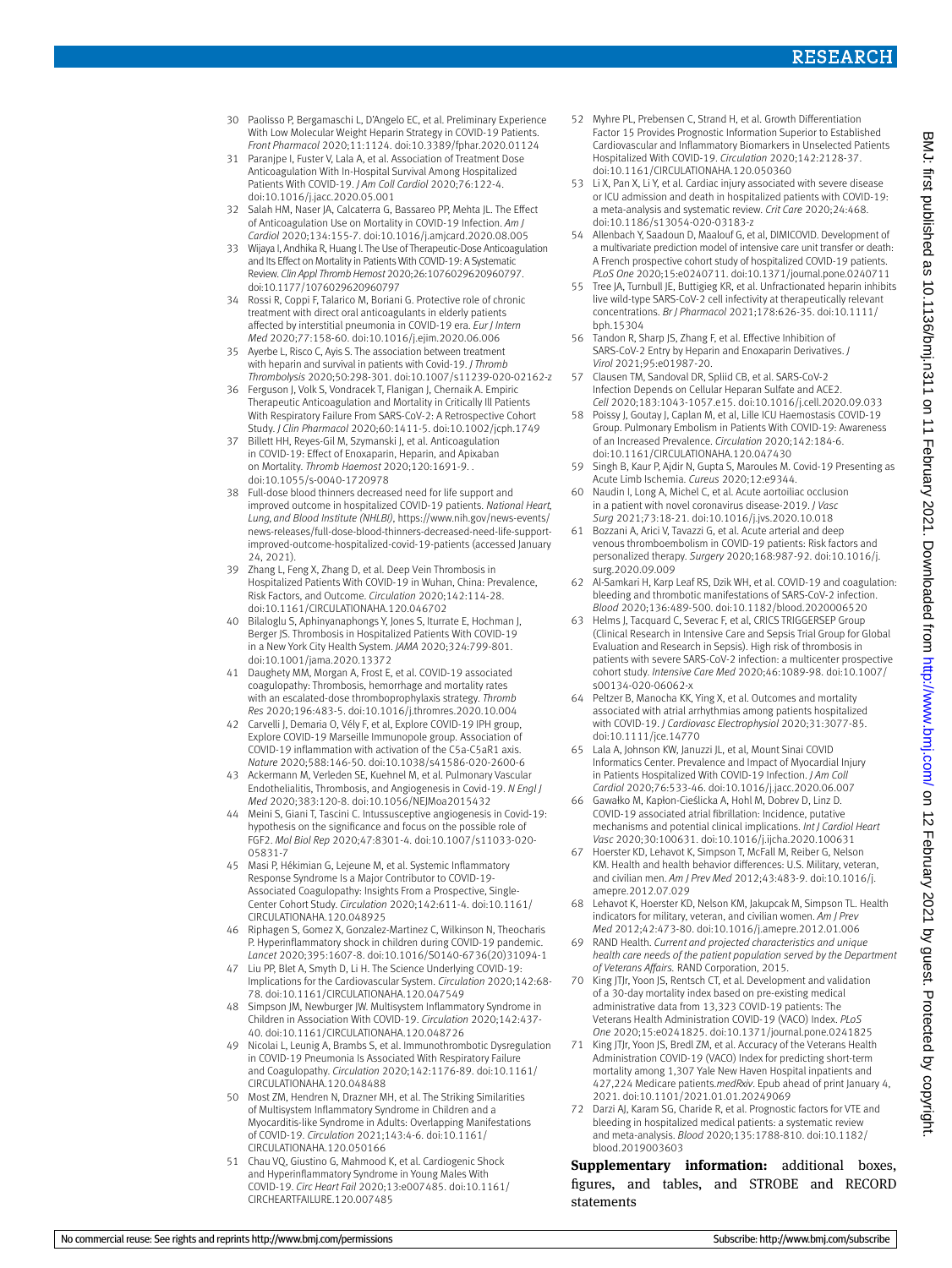30 Paolisso P, Bergamaschi L, D'Angelo EC, et al. Preliminary Experience With Low Molecular Weight Heparin Strategy in COVID-19 Patients. *Front Pharmacol* 2020;11:1124. doi:10.3389/fphar.2020.01124

31 Paranjpe I, Fuster V, Lala A, et al. Association of Treatment Dose Anticoagulation With In-Hospital Survival Among Hospitalized Patients With COVID-19. *J Am Coll Cardiol* 2020;76:122-4. doi:10.1016/j.jacc.2020.05.001

32 Salah HM, Naser JA, Calcaterra G, Bassareo PP, Mehta JL. The Effect of Anticoagulation Use on Mortality in COVID-19 Infection. *Am J Cardiol* 2020;134:155-7. doi:10.1016/j.amjcard.2020.08.005

33 Wijaya I, Andhika R, Huang I. The Use of Therapeutic-Dose Anticoagulation and Its Effect on Mortality in Patients With COVID-19: A Systematic Review. *Clin Appl Thromb Hemost* 2020;26:1076029620960797. doi:10.1177/1076029620960797

34 Rossi R, Coppi F, Talarico M, Boriani G. Protective role of chronic treatment with direct oral anticoagulants in elderly patients affected by interstitial pneumonia in COVID-19 era. *Eur J Intern Med* 2020;77:158-60. doi:10.1016/j.ejim.2020.06.006

35 Ayerbe L, Risco C, Ayis S. The association between treatment with heparin and survival in patients with Covid-19. *J Thromb Thrombolysis* 2020;50:298-301. doi:10.1007/s11239-020-02162-z

36 Ferguson J, Volk S, Vondracek T, Flanigan J, Chernaik A. Empiric Therapeutic Anticoagulation and Mortality in Critically Ill Patients With Respiratory Failure From SARS-CoV-2: A Retrospective Cohort Study. *J Clin Pharmacol* 2020;60:1411-5. doi:10.1002/jcph.1749

37 Billett HH, Reyes-Gil M, Szymanski J, et al. Anticoagulation in COVID-19: Effect of Enoxaparin, Heparin, and Apixaban on Mortality. *Thromb Haemost* 2020;120:1691-9. . doi:10.1055/s-0040-1720978

38 Full-dose blood thinners decreased need for life support and improved outcome in hospitalized COVID-19 patients. *National Heart, Lung, and Blood Institute (NHLBI)*, https://www.nih.gov/news-events/news-releases/full-dose-blood-thinners-decreased-need-life-support-improved-outcome-hospitalized-covid-19-patients (accessed January 24, 2021).

39 Zhang L, Feng X, Zhang D, et al. Deep Vein Thrombosis in Hospitalized Patients With COVID-19 in Wuhan, China: Prevalence, Risk Factors, and Outcome. *Circulation* 2020;142:114-28. doi:10.1161/CIRCULATIONAHA.120.046702

40 Bilaloglu S, Aphinyanaphongs Y, Jones S, Iturrate E, Hochman J, Berger JS. Thrombosis in Hospitalized Patients With COVID-19 in a New York City Health System. *JAMA* 2020;324:799-801. doi:10.1001/jama.2020.13372

41 Daughety MM, Morgan A, Frost E, et al. COVID-19 associated coagulopathy: Thrombosis, hemorrhage and mortality rates with an escalated-dose thromboprophylaxis strategy. *Thromb Res* 2020;196:483-5. doi:10.1016/j.thromres.2020.10.004

42 Carvelli J, Demaria O, Vély F, et al, Explore COVID-19 IPH group, Explore COVID-19 Marseille Immunopole group. Association of COVID-19 inflammation with activation of the C5a-C5aR1 axis. *Nature* 2020;588:146-50. doi:10.1038/s41586-020-2600-6

43 Ackermann M, Verleden SE, Kuehnel M, et al. Pulmonary Vascular Endothelialitis, Thrombosis, and Angiogenesis in Covid-19. *N Engl J Med* 2020;383:120-8. doi:10.1056/NEJMoa2015432

44 Meini S, Giani T, Tascini C. Intussusceptive angiogenesis in Covid-19: hypothesis on the significance and focus on the possible role of FGF2. *Mol Biol Rep* 2020;47:8301-4. doi:10.1007/s11033-020-05831-7

45 Masi P, Hékimian G, Lejeune M, et al. Systemic Inflammatory Response Syndrome Is a Major Contributor to COVID-19-Associated Coagulopathy: Insights From a Prospective, Single-Center Cohort Study. *Circulation* 2020;142:611-4. doi:10.1161/CIRCULATIONAHA.120.048925

46 Riphagen S, Gomez X, Gonzalez-Martinez C, Wilkinson N, Theocharis P. Hyperinflammatory shock in children during COVID-19 pandemic. *Lancet* 2020;395:1607-8. doi:10.1016/S0140-6736(20)31094-1

47 Liu PP, Blet A, Smyth D, Li H. The Science Underlying COVID-19: Implications for the Cardiovascular System. *Circulation* 2020;142:68-78. doi:10.1161/CIRCULATIONAHA.120.047549

48 Simpson JM, Newburger JW. Multisystem Inflammatory Syndrome in Children in Association With COVID-19. *Circulation* 2020;142:437-40. doi:10.1161/CIRCULATIONAHA.120.048726

49 Nicolai L, Leunig A, Brambs S, et al. Immunothrombotic Dysregulation in COVID-19 Pneumonia Is Associated With Respiratory Failure and Coagulopathy. *Circulation* 2020;142:1176-89. doi:10.1161/CIRCULATIONAHA.120.048488

50 Most ZM, Hendren N, Drazner MH, et al. The Striking Similarities of Multisystem Inflammatory Syndrome in Children and a Myocarditis-like Syndrome in Adults: Overlapping Manifestations of COVID-19. *Circulation* 2021;143:4-6. doi:10.1161/CIRCULATIONAHA.120.050166

51 Chau VQ, Giustino G, Mahmood K, et al. Cardiogenic Shock and Hyperinflammatory Syndrome in Young Males With COVID-19. *Circ Heart Fail* 2020;13:e007485. doi:10.1161/CIRCHEARTFAILURE.120.007485

52 Myhre PL, Prebensen C, Strand H, et al. Growth Differentiation Factor 15 Provides Prognostic Information Superior to Established Cardiovascular and Inflammatory Biomarkers in Unselected Patients Hospitalized With COVID-19. *Circulation* 2020;142:2128-37. doi:10.1161/CIRCULATIONAHA.120.050360

53 Li X, Pan X, Li Y, et al. Cardiac injury associated with severe disease or ICU admission and death in hospitalized patients with COVID-19: a meta-analysis and systematic review. *Crit Care* 2020;24:468. doi:10.1186/s13054-020-03183-z

54 Allenbach Y, Saadoun D, Maalouf G, et al, DIMICOVID. Development of a multivariate prediction model of intensive care unit transfer or death: A French prospective cohort study of hospitalized COVID-19 patients. *PLoS One* 2020;15:e0240711. doi:10.1371/journal.pone.0240711

55 Tree JA, Turnbull JE, Buttigieg KR, et al. Unfractionated heparin inhibits live wild-type SARS-CoV-2 cell infectivity at therapeutically relevant concentrations. *Br J Pharmacol* 2021;178:626-35. doi:10.1111/bph.15304

56 Tandon R, Sharp JS, Zhang F, et al. Effective Inhibition of SARS-CoV-2 Entry by Heparin and Enoxaparin Derivatives. *J Virol* 2021;95:e01987-20.

57 Clausen TM, Sandoval DR, Spliid CB, et al. SARS-CoV-2 Infection Depends on Cellular Heparan Sulfate and ACE2. *Cell* 2020;183:1043-1057.e15. doi:10.1016/j.cell.2020.09.033

58 Poissy J, Goutay J, Caplan M, et al, Lille ICU Haemostasis COVID-19 Group. Pulmonary Embolism in Patients With COVID-19: Awareness of an Increased Prevalence. *Circulation* 2020;142:184-6. doi:10.1161/CIRCULATIONAHA.120.047430

59 Singh B, Kaur P, Ajdir N, Gupta S, Maroules M. Covid-19 Presenting as Acute Limb Ischemia. *Cureus* 2020;12:e9344.

60 Naudin I, Long A, Michel C, et al. Acute aortoiliac occlusion in a patient with novel coronavirus disease-2019. *J Vasc Surg* 2021;73:18-21. doi:10.1016/j.jvs.2020.10.018

61 Bozzani A, Arici V, Tavazzi G, et al. Acute arterial and deep venous thromboembolism in COVID-19 patients: Risk factors and personalized therapy. *Surgery* 2020;168:987-92. doi:10.1016/j.surg.2020.09.009

62 Al-Samkari H, Karp Leaf RS, Dzik WH, et al. COVID-19 and coagulation: bleeding and thrombotic manifestations of SARS-CoV-2 infection. *Blood* 2020;136:489-500. doi:10.1182/blood.2020006520

63 Helms J, Tacquard C, Severac F, et al, CRICS TRIGGERSEP Group (Clinical Research in Intensive Care and Sepsis Trial Group for Global Evaluation and Research in Sepsis). High risk of thrombosis in patients with severe SARS-CoV-2 infection: a multicenter prospective cohort study. *Intensive Care Med* 2020;46:1089-98. doi:10.1007/s00134-020-06062-x

64 Peltzer B, Manocha KK, Ying X, et al. Outcomes and mortality associated with atrial arrhythmias among patients hospitalized with COVID-19. *J Cardiovasc Electrophysiol* 2020;31:3077-85. doi:10.1111/jce.14770

65 Lala A, Johnson KW, Januzzi JL, et al, Mount Sinai COVID Informatics Center. Prevalence and Impact of Myocardial Injury in Patients Hospitalized With COVID-19 Infection. *J Am Coll Cardiol* 2020;76:533-46. doi:10.1016/j.jacc.2020.06.007

66 Gawałko M, Kapłon-Cieślicka A, Hohl M, Dobrev D, Linz D. COVID-19 associated atrial fibrillation: Incidence, putative mechanisms and potential clinical implications. *Int J Cardiol Heart Vasc* 2020;30:100631. doi:10.1016/j.ijcha.2020.100631

67 Hoerster KD, Lehavot K, Simpson T, McFall M, Reiber G, Nelson KM. Health and health behavior differences: U.S. Military, veteran, and civilian men. *Am J Prev Med* 2012;43:483-9. doi:10.1016/j.amepre.2012.07.029

68 Lehavot K, Hoerster KD, Nelson KM, Jakupcak M, Simpson TL. Health indicators for military, veteran, and civilian women. *Am J Prev Med* 2012;42:473-80. doi:10.1016/j.amepre.2012.01.006

69 RAND Health. *Current and projected characteristics and unique health care needs of the patient population served by the Department of Veterans Affairs.* RAND Corporation, 2015.

70 King JTJr, Yoon JS, Rentsch CT, et al. Development and validation of a 30-day mortality index based on pre-existing medical administrative data from 13,323 COVID-19 patients: The Veterans Health Administration COVID-19 (VACO) Index. *PLoS One* 2020;15:e0241825. doi:10.1371/journal.pone.0241825

71 King JTJr, Yoon JS, Bredl ZM, et al. Accuracy of the Veterans Health Administration COVID-19 (VACO) Index for predicting short-term mortality among 1,307 Yale New Haven Hospital inpatients and 427,224 Medicare patients.*medRxiv*. Epub ahead of print January 4, 2021. doi:10.1101/2021.01.01.20249069

72 Darzi AJ, Karam SG, Charide R, et al. Prognostic factors for VTE and bleeding in hospitalized medical patients: a systematic review and meta-analysis. *Blood* 2020;135:1788-810. doi:10.1182/blood.2019003603

**Supplementary information:** additional boxes, figures, and tables, and STROBE and RECORD statements